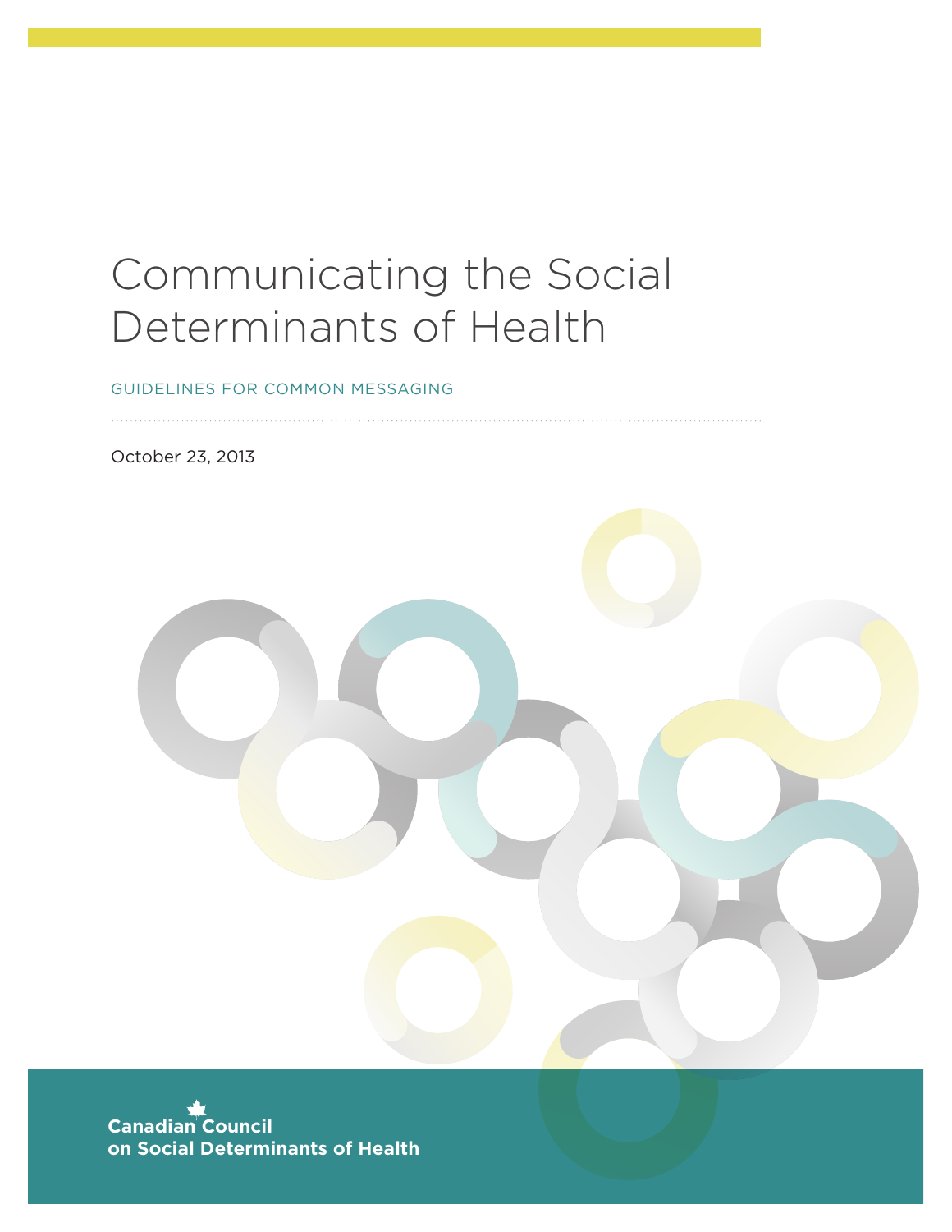# Communicating the Social Determinants of Health

GUIDELINES FOR COMMON MESSAGING

October 23, 2013

**Canadian Council on Social Determinants of Health**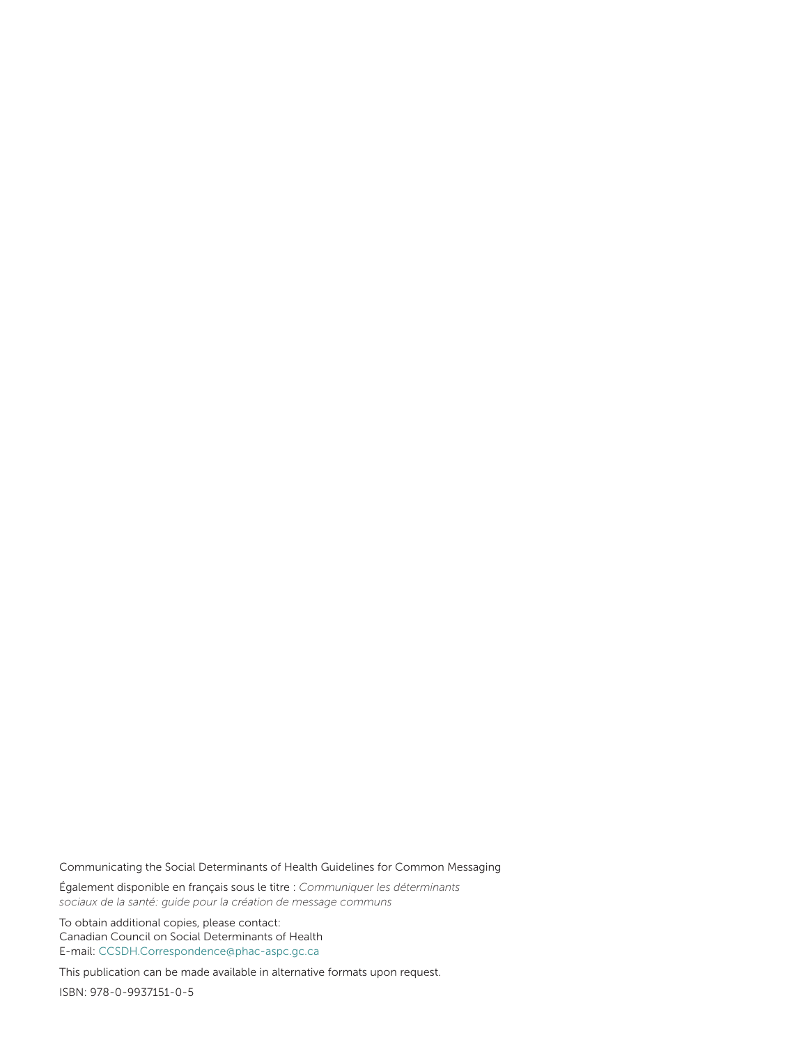Communicating the Social Determinants of Health Guidelines for Common Messaging

Également disponible en français sous le titre : *Communiquer les déterminants sociaux de la santé: guide pour la création de message communs*

To obtain additional copies, please contact:
Canadian Council on Social Determinants of Health
E-mail: CCSDH.Correspondence@phac-aspc.gc.ca

This publication can be made available in alternative formats upon request.

ISBN: 978-0-9937151-0-5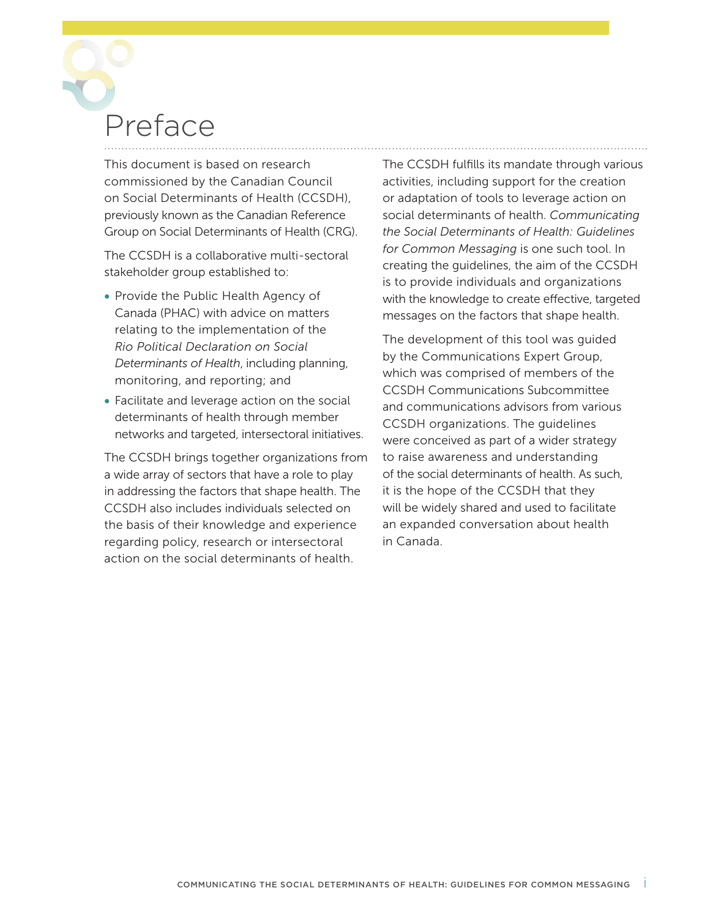# Preface

This document is based on research commissioned by the Canadian Council on Social Determinants of Health (CCSDH), previously known as the Canadian Reference Group on Social Determinants of Health (CRG).

The CCSDH is a collaborative multi-sectoral stakeholder group established to:

- Provide the Public Health Agency of Canada (PHAC) with advice on matters relating to the implementation of the *Rio Political Declaration on Social Determinants of Health*, including planning, monitoring, and reporting; and
- Facilitate and leverage action on the social determinants of health through member networks and targeted, intersectoral initiatives.

The CCSDH brings together organizations from a wide array of sectors that have a role to play in addressing the factors that shape health. The CCSDH also includes individuals selected on the basis of their knowledge and experience regarding policy, research or intersectoral action on the social determinants of health.

The CCSDH fulfills its mandate through various activities, including support for the creation or adaptation of tools to leverage action on social determinants of health. *Communicating the Social Determinants of Health: Guidelines for Common Messaging* is one such tool. In creating the guidelines, the aim of the CCSDH is to provide individuals and organizations with the knowledge to create effective, targeted messages on the factors that shape health.

The development of this tool was guided by the Communications Expert Group, which was comprised of members of the CCSDH Communications Subcommittee and communications advisors from various CCSDH organizations. The guidelines were conceived as part of a wider strategy to raise awareness and understanding of the social determinants of health. As such, it is the hope of the CCSDH that they will be widely shared and used to facilitate an expanded conversation about health in Canada.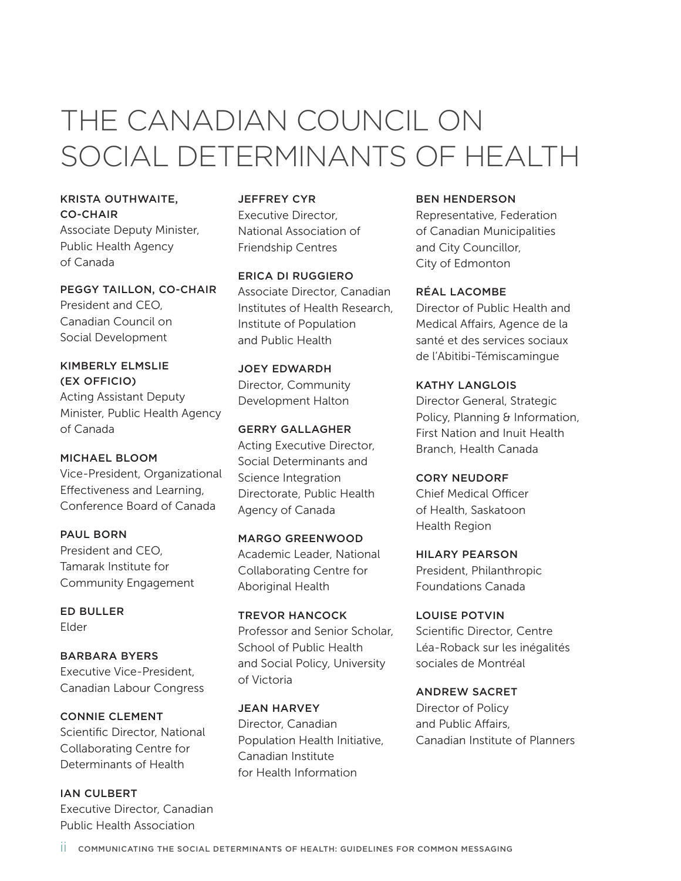# THE CANADIAN COUNCIL ON SOCIAL DETERMINANTS OF HEALTH

**KRISTA OUTHWAITE, CO-CHAIR**
Associate Deputy Minister, Public Health Agency of Canada

**PEGGY TAILLON, CO-CHAIR**
President and CEO, Canadian Council on Social Development

**KIMBERLY ELMSLIE (EX OFFICIO)**
Acting Assistant Deputy Minister, Public Health Agency of Canada

**MICHAEL BLOOM**
Vice-President, Organizational Effectiveness and Learning, Conference Board of Canada

**PAUL BORN**
President and CEO, Tamarak Institute for Community Engagement

**ED BULLER**
Elder

**BARBARA BYERS**
Executive Vice-President, Canadian Labour Congress

**CONNIE CLEMENT**
Scientific Director, National Collaborating Centre for Determinants of Health

**IAN CULBERT**
Executive Director, Canadian Public Health Association

**JEFFREY CYR**
Executive Director, National Association of Friendship Centres

**ERICA DI RUGGIERO**
Associate Director, Canadian Institutes of Health Research, Institute of Population and Public Health

**JOEY EDWARDH**
Director, Community Development Halton

**GERRY GALLAGHER**
Acting Executive Director, Social Determinants and Science Integration Directorate, Public Health Agency of Canada

**MARGO GREENWOOD**
Academic Leader, National Collaborating Centre for Aboriginal Health

**TREVOR HANCOCK**
Professor and Senior Scholar, School of Public Health and Social Policy, University of Victoria

**JEAN HARVEY**
Director, Canadian Population Health Initiative, Canadian Institute for Health Information

**BEN HENDERSON**
Representative, Federation of Canadian Municipalities and City Councillor, City of Edmonton

**RÉAL LACOMBE**
Director of Public Health and Medical Affairs, Agence de la santé et des services sociaux de l'Abitibi-Témiscamingue

**KATHY LANGLOIS**
Director General, Strategic Policy, Planning & Information, First Nation and Inuit Health Branch, Health Canada

**CORY NEUDORF**
Chief Medical Officer of Health, Saskatoon Health Region

**HILARY PEARSON**
President, Philanthropic Foundations Canada

**LOUISE POTVIN**
Scientific Director, Centre Léa-Roback sur les inégalités sociales de Montréal

**ANDREW SACRET**
Director of Policy and Public Affairs, Canadian Institute of Planners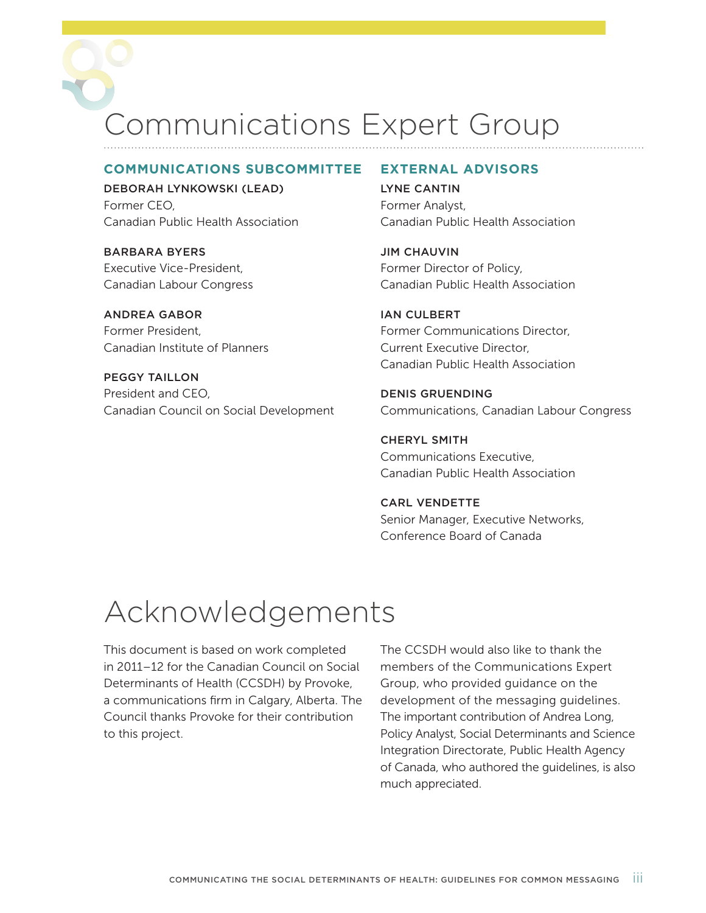# Communications Expert Group

## COMMUNICATIONS SUBCOMMITTEE

**DEBORAH LYNKOWSKI (LEAD)**
Former CEO,
Canadian Public Health Association

**BARBARA BYERS**
Executive Vice-President,
Canadian Labour Congress

**ANDREA GABOR**
Former President,
Canadian Institute of Planners

**PEGGY TAILLON**
President and CEO,
Canadian Council on Social Development

## EXTERNAL ADVISORS

**LYNE CANTIN**
Former Analyst,
Canadian Public Health Association

**JIM CHAUVIN**
Former Director of Policy,
Canadian Public Health Association

**IAN CULBERT**
Former Communications Director,
Current Executive Director,
Canadian Public Health Association

**DENIS GRUENDING**
Communications, Canadian Labour Congress

**CHERYL SMITH**
Communications Executive,
Canadian Public Health Association

**CARL VENDETTE**
Senior Manager, Executive Networks,
Conference Board of Canada

# Acknowledgements

This document is based on work completed in 2011–12 for the Canadian Council on Social Determinants of Health (CCSDH) by Provoke, a communications firm in Calgary, Alberta. The Council thanks Provoke for their contribution to this project.

The CCSDH would also like to thank the members of the Communications Expert Group, who provided guidance on the development of the messaging guidelines. The important contribution of Andrea Long, Policy Analyst, Social Determinants and Science Integration Directorate, Public Health Agency of Canada, who authored the guidelines, is also much appreciated.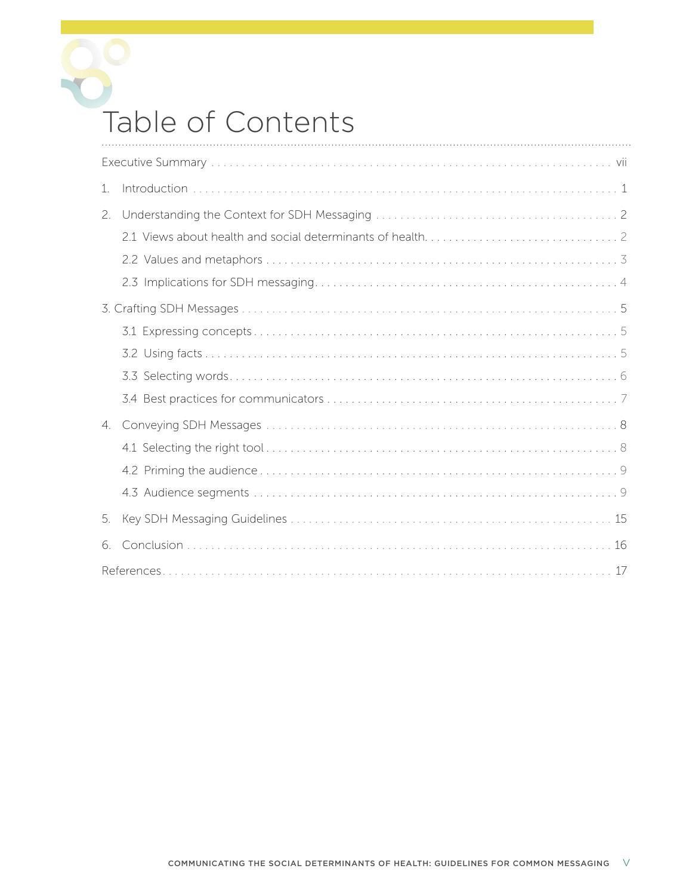# Table of Contents

Executive Summary . . . vii

1. Introduction . . . 1

2. Understanding the Context for SDH Messaging . . . 2
   - 2.1 Views about health and social determinants of health . . . 2
   - 2.2 Values and metaphors . . . 3
   - 2.3 Implications for SDH messaging . . . 4

3. Crafting SDH Messages . . . 5
   - 3.1 Expressing concepts . . . 5
   - 3.2 Using facts . . . 5
   - 3.3 Selecting words . . . 6
   - 3.4 Best practices for communicators . . . 7

4. Conveying SDH Messages . . . 8
   - 4.1 Selecting the right tool . . . 8
   - 4.2 Priming the audience . . . 9
   - 4.3 Audience segments . . . 9

5. Key SDH Messaging Guidelines . . . 15

6. Conclusion . . . 16

References . . . 17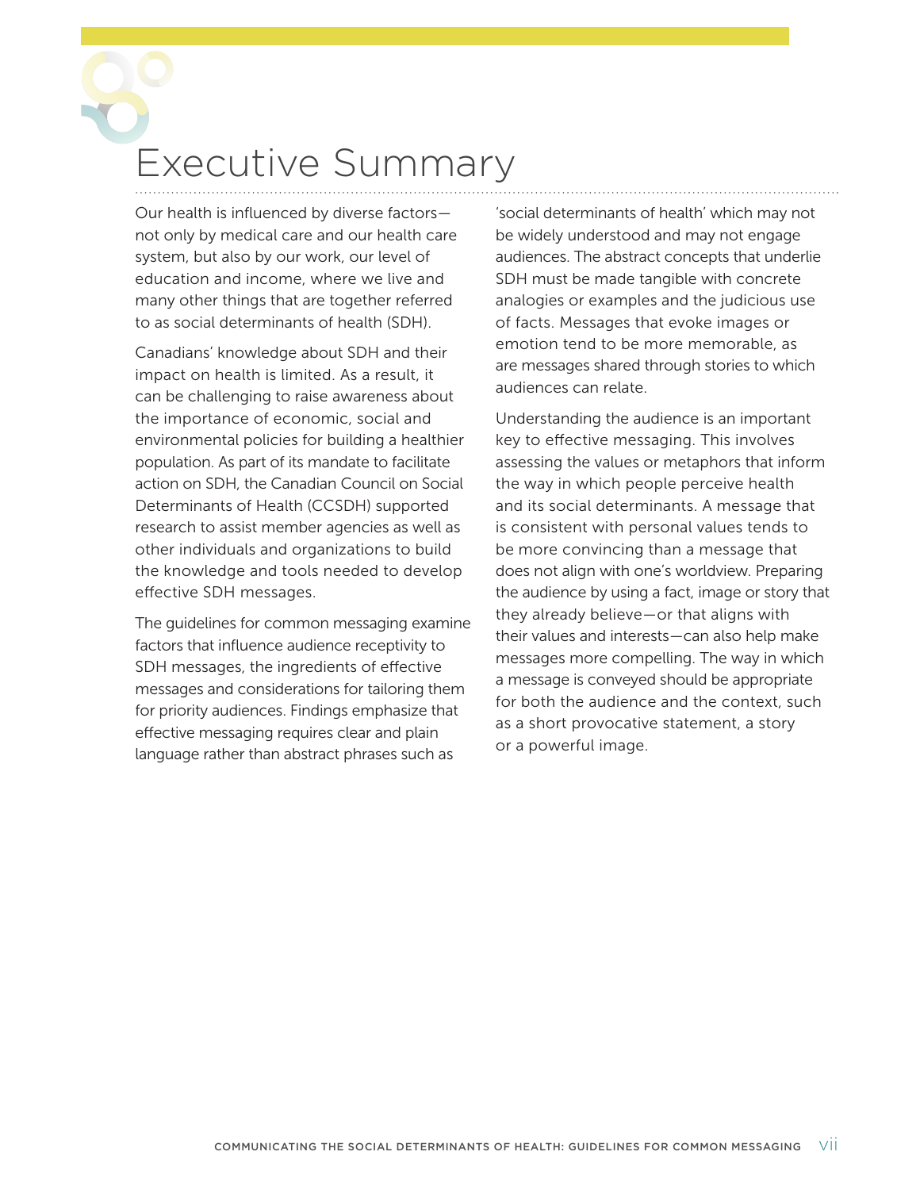# Executive Summary

Our health is influenced by diverse factors—not only by medical care and our health care system, but also by our work, our level of education and income, where we live and many other things that are together referred to as social determinants of health (SDH).

Canadians' knowledge about SDH and their impact on health is limited. As a result, it can be challenging to raise awareness about the importance of economic, social and environmental policies for building a healthier population. As part of its mandate to facilitate action on SDH, the Canadian Council on Social Determinants of Health (CCSDH) supported research to assist member agencies as well as other individuals and organizations to build the knowledge and tools needed to develop effective SDH messages.

The guidelines for common messaging examine factors that influence audience receptivity to SDH messages, the ingredients of effective messages and considerations for tailoring them for priority audiences. Findings emphasize that effective messaging requires clear and plain language rather than abstract phrases such as 'social determinants of health' which may not be widely understood and may not engage audiences. The abstract concepts that underlie SDH must be made tangible with concrete analogies or examples and the judicious use of facts. Messages that evoke images or emotion tend to be more memorable, as are messages shared through stories to which audiences can relate.

Understanding the audience is an important key to effective messaging. This involves assessing the values or metaphors that inform the way in which people perceive health and its social determinants. A message that is consistent with personal values tends to be more convincing than a message that does not align with one's worldview. Preparing the audience by using a fact, image or story that they already believe—or that aligns with their values and interests—can also help make messages more compelling. The way in which a message is conveyed should be appropriate for both the audience and the context, such as a short provocative statement, a story or a powerful image.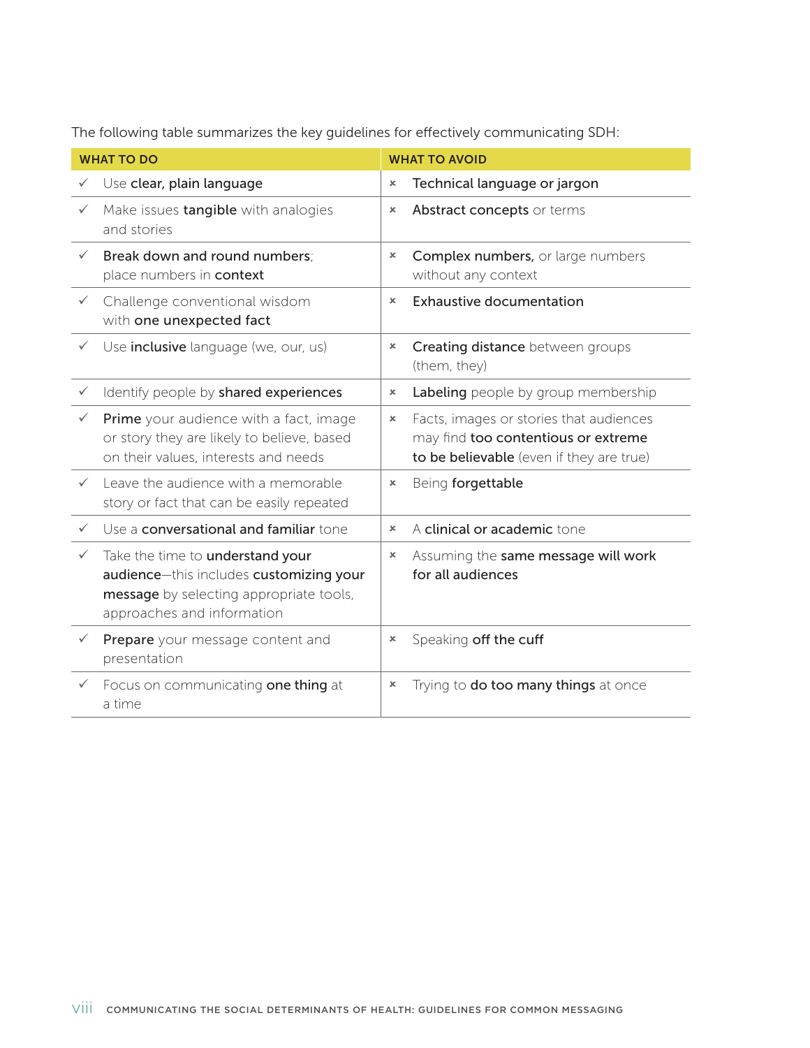The following table summarizes the key guidelines for effectively communicating SDH:

| WHAT TO DO | WHAT TO AVOID |
|---|---|
| ✓ Use **clear, plain language** | × **Technical language or jargon** |
| ✓ Make issues **tangible** with analogies and stories | × **Abstract concepts** or terms |
| ✓ **Break down and round numbers**; place numbers in **context** | × **Complex numbers,** or large numbers without any context |
| ✓ Challenge conventional wisdom with **one unexpected fact** | × **Exhaustive documentation** |
| ✓ Use **inclusive** language (we, our, us) | × **Creating distance** between groups (them, they) |
| ✓ Identify people by **shared experiences** | × **Labeling** people by group membership |
| ✓ **Prime** your audience with a fact, image or story they are likely to believe, based on their values, interests and needs | × Facts, images or stories that audiences may find **too contentious or extreme to be believable** (even if they are true) |
| ✓ Leave the audience with a memorable story or fact that can be easily repeated | × Being **forgettable** |
| ✓ Use a **conversational and familiar** tone | × A **clinical or academic** tone |
| ✓ Take the time to **understand your audience**—this includes **customizing your message** by selecting appropriate tools, approaches and information | × Assuming the **same message will work for all audiences** |
| ✓ **Prepare** your message content and presentation | × Speaking **off the cuff** |
| ✓ Focus on communicating **one thing** at a time | × Trying to **do too many things** at once |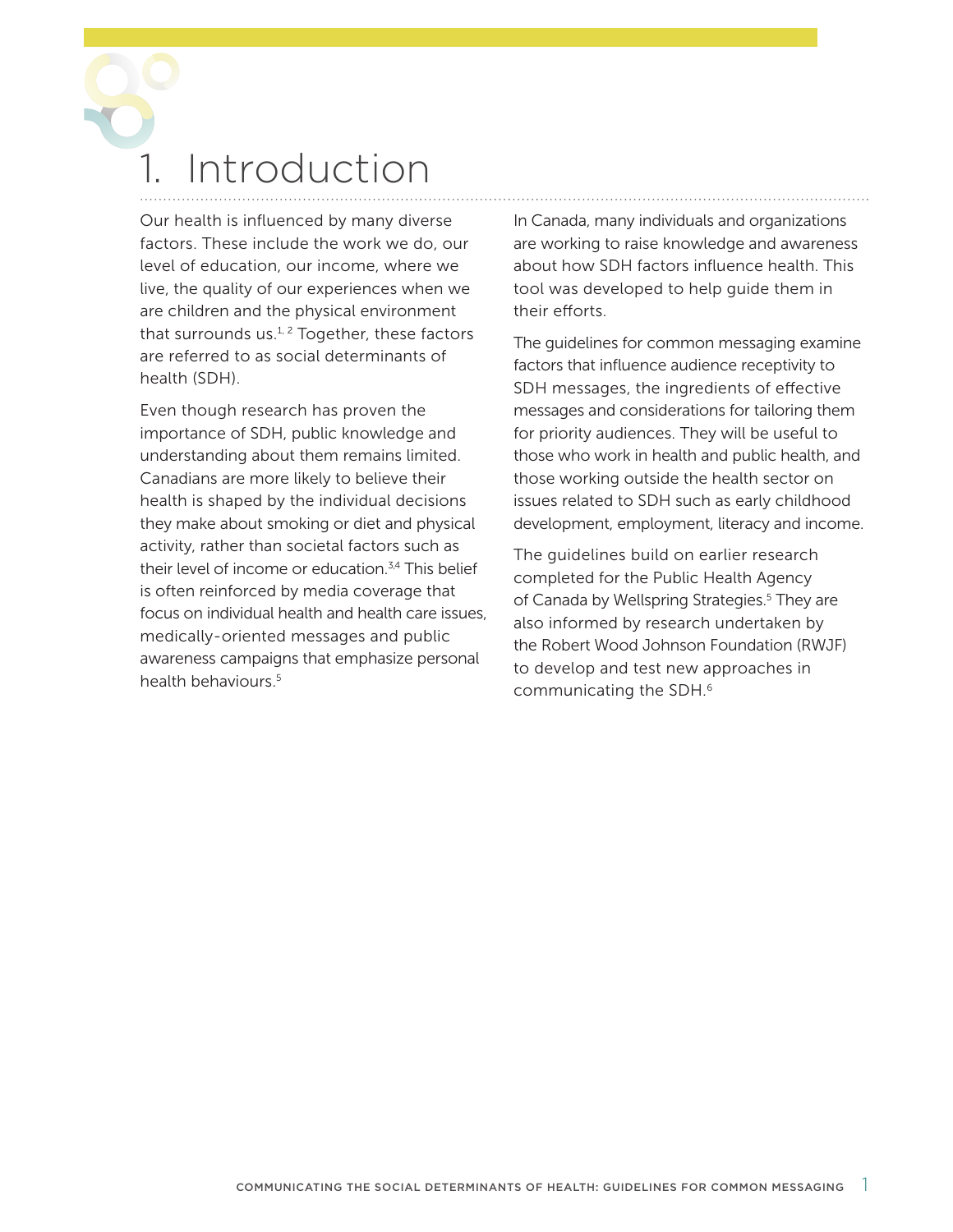# 1. Introduction

Our health is influenced by many diverse factors. These include the work we do, our level of education, our income, where we live, the quality of our experiences when we are children and the physical environment that surrounds us.[1, 2] Together, these factors are referred to as social determinants of health (SDH).

Even though research has proven the importance of SDH, public knowledge and understanding about them remains limited. Canadians are more likely to believe their health is shaped by the individual decisions they make about smoking or diet and physical activity, rather than societal factors such as their level of income or education.[3,4] This belief is often reinforced by media coverage that focus on individual health and health care issues, medically-oriented messages and public awareness campaigns that emphasize personal health behaviours.[5]

In Canada, many individuals and organizations are working to raise knowledge and awareness about how SDH factors influence health. This tool was developed to help guide them in their efforts.

The guidelines for common messaging examine factors that influence audience receptivity to SDH messages, the ingredients of effective messages and considerations for tailoring them for priority audiences. They will be useful to those who work in health and public health, and those working outside the health sector on issues related to SDH such as early childhood development, employment, literacy and income.

The guidelines build on earlier research completed for the Public Health Agency of Canada by Wellspring Strategies.[5] They are also informed by research undertaken by the Robert Wood Johnson Foundation (RWJF) to develop and test new approaches in communicating the SDH.[6]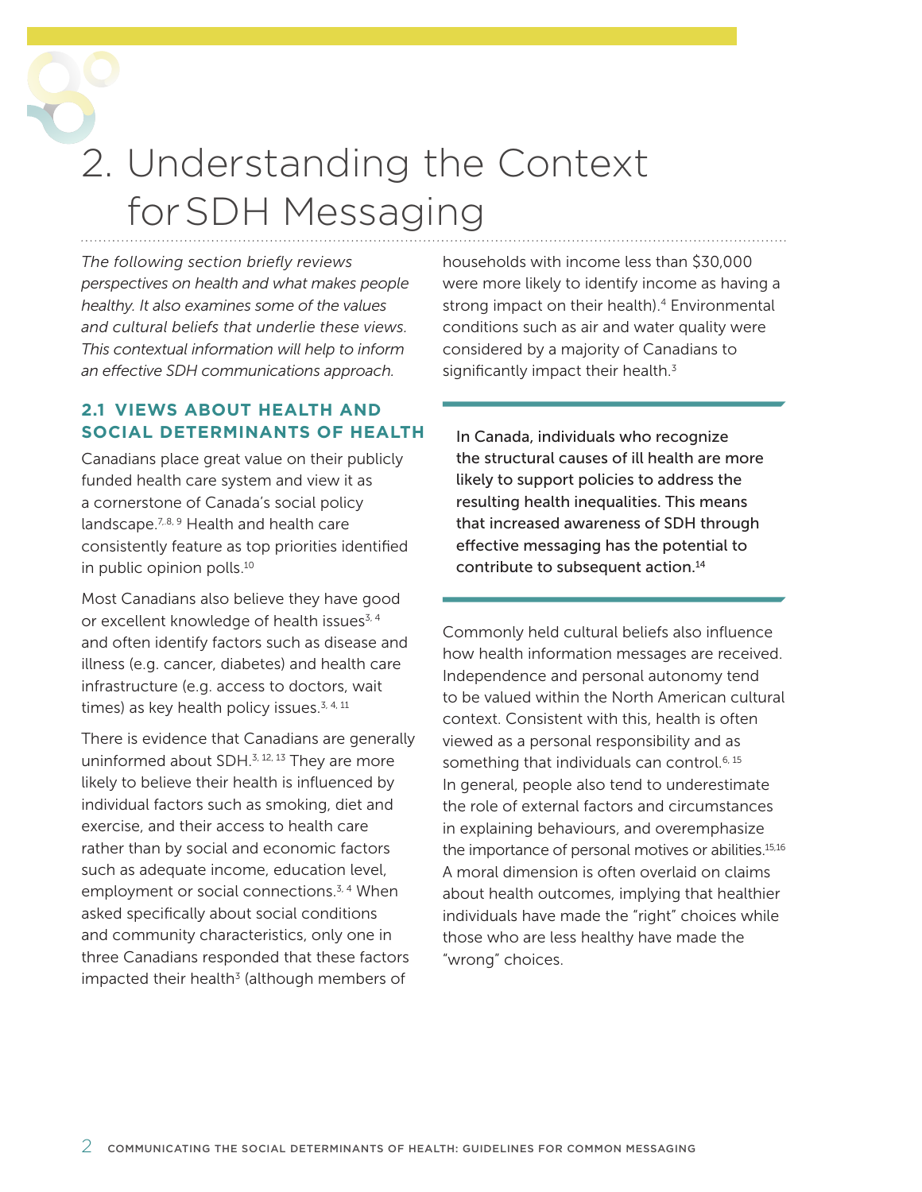# 2. Understanding the Context for SDH Messaging

*The following section briefly reviews perspectives on health and what makes people healthy. It also examines some of the values and cultural beliefs that underlie these views. This contextual information will help to inform an effective SDH communications approach.*

## 2.1 VIEWS ABOUT HEALTH AND SOCIAL DETERMINANTS OF HEALTH

Canadians place great value on their publicly funded health care system and view it as a cornerstone of Canada's social policy landscape.[7, 8, 9] Health and health care consistently feature as top priorities identified in public opinion polls.[10]

Most Canadians also believe they have good or excellent knowledge of health issues[3, 4] and often identify factors such as disease and illness (e.g. cancer, diabetes) and health care infrastructure (e.g. access to doctors, wait times) as key health policy issues.[3, 4, 11]

There is evidence that Canadians are generally uninformed about SDH.[3, 12, 13] They are more likely to believe their health is influenced by individual factors such as smoking, diet and exercise, and their access to health care rather than by social and economic factors such as adequate income, education level, employment or social connections.[3, 4] When asked specifically about social conditions and community characteristics, only one in three Canadians responded that these factors impacted their health[3] (although members of households with income less than $30,000 were more likely to identify income as having a strong impact on their health).[4] Environmental conditions such as air and water quality were considered by a majority of Canadians to significantly impact their health.[3]

> In Canada, individuals who recognize the structural causes of ill health are more likely to support policies to address the resulting health inequalities. This means that increased awareness of SDH through effective messaging has the potential to contribute to subsequent action.[14]

Commonly held cultural beliefs also influence how health information messages are received. Independence and personal autonomy tend to be valued within the North American cultural context. Consistent with this, health is often viewed as a personal responsibility and as something that individuals can control.[6, 15] In general, people also tend to underestimate the role of external factors and circumstances in explaining behaviours, and overemphasize the importance of personal motives or abilities.[15,16] A moral dimension is often overlaid on claims about health outcomes, implying that healthier individuals have made the "right" choices while those who are less healthy have made the "wrong" choices.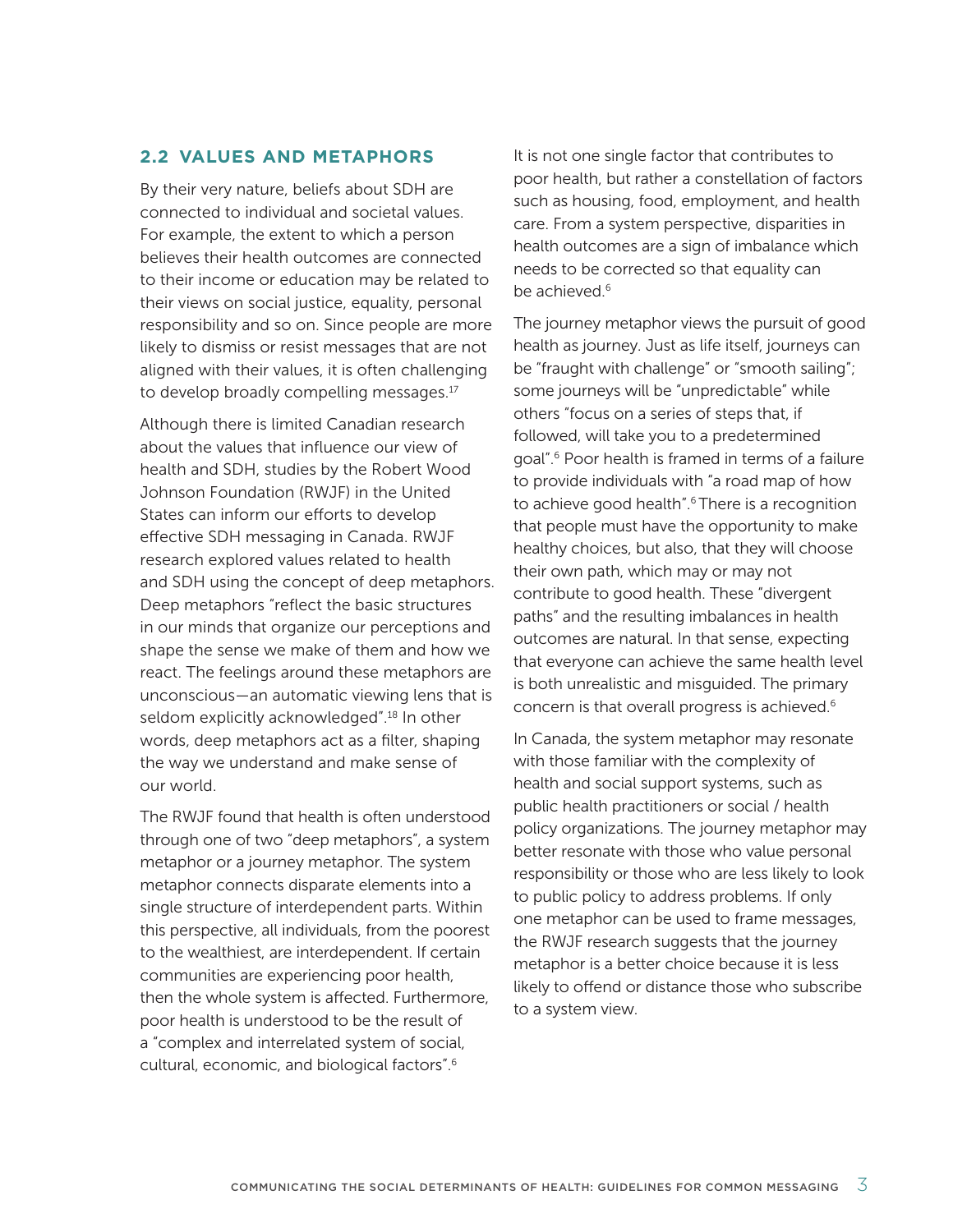## 2.2 VALUES AND METAPHORS

By their very nature, beliefs about SDH are connected to individual and societal values. For example, the extent to which a person believes their health outcomes are connected to their income or education may be related to their views on social justice, equality, personal responsibility and so on. Since people are more likely to dismiss or resist messages that are not aligned with their values, it is often challenging to develop broadly compelling messages.[17]

Although there is limited Canadian research about the values that influence our view of health and SDH, studies by the Robert Wood Johnson Foundation (RWJF) in the United States can inform our efforts to develop effective SDH messaging in Canada. RWJF research explored values related to health and SDH using the concept of deep metaphors. Deep metaphors "reflect the basic structures in our minds that organize our perceptions and shape the sense we make of them and how we react. The feelings around these metaphors are unconscious—an automatic viewing lens that is seldom explicitly acknowledged".[18] In other words, deep metaphors act as a filter, shaping the way we understand and make sense of our world.

The RWJF found that health is often understood through one of two "deep metaphors", a system metaphor or a journey metaphor. The system metaphor connects disparate elements into a single structure of interdependent parts. Within this perspective, all individuals, from the poorest to the wealthiest, are interdependent. If certain communities are experiencing poor health, then the whole system is affected. Furthermore, poor health is understood to be the result of a "complex and interrelated system of social, cultural, economic, and biological factors".[6] It is not one single factor that contributes to poor health, but rather a constellation of factors such as housing, food, employment, and health care. From a system perspective, disparities in health outcomes are a sign of imbalance which needs to be corrected so that equality can be achieved.[6]

The journey metaphor views the pursuit of good health as journey. Just as life itself, journeys can be "fraught with challenge" or "smooth sailing"; some journeys will be "unpredictable" while others "focus on a series of steps that, if followed, will take you to a predetermined goal".[6] Poor health is framed in terms of a failure to provide individuals with "a road map of how to achieve good health".[6] There is a recognition that people must have the opportunity to make healthy choices, but also, that they will choose their own path, which may or may not contribute to good health. These "divergent paths" and the resulting imbalances in health outcomes are natural. In that sense, expecting that everyone can achieve the same health level is both unrealistic and misguided. The primary concern is that overall progress is achieved.[6]

In Canada, the system metaphor may resonate with those familiar with the complexity of health and social support systems, such as public health practitioners or social / health policy organizations. The journey metaphor may better resonate with those who value personal responsibility or those who are less likely to look to public policy to address problems. If only one metaphor can be used to frame messages, the RWJF research suggests that the journey metaphor is a better choice because it is less likely to offend or distance those who subscribe to a system view.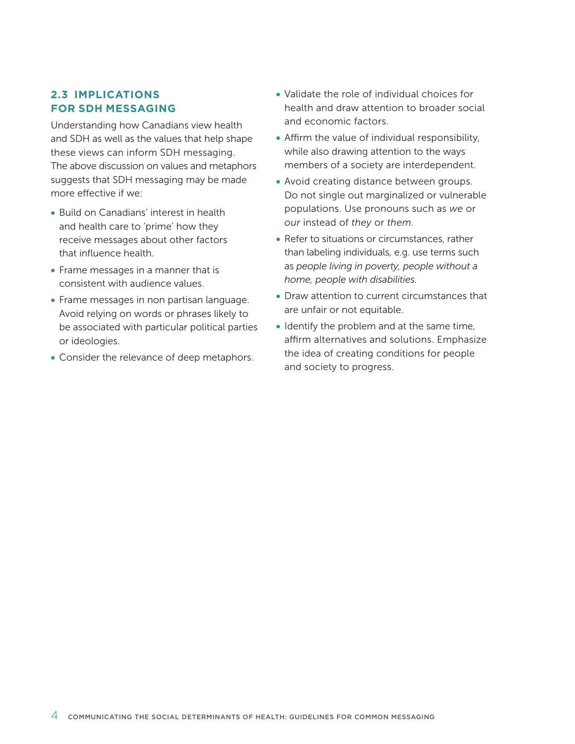## 2.3 IMPLICATIONS FOR SDH MESSAGING

Understanding how Canadians view health and SDH as well as the values that help shape these views can inform SDH messaging. The above discussion on values and metaphors suggests that SDH messaging may be made more effective if we:

- Build on Canadians' interest in health and health care to 'prime' how they receive messages about other factors that influence health.
- Frame messages in a manner that is consistent with audience values.
- Frame messages in non partisan language. Avoid relying on words or phrases likely to be associated with particular political parties or ideologies.
- Consider the relevance of deep metaphors.
- Validate the role of individual choices for health and draw attention to broader social and economic factors.
- Affirm the value of individual responsibility, while also drawing attention to the ways members of a society are interdependent.
- Avoid creating distance between groups. Do not single out marginalized or vulnerable populations. Use pronouns such as *we* or *our* instead of *they* or *them.*
- Refer to situations or circumstances, rather than labeling individuals, e.g. use terms such as *people living in poverty, people without a home, people with disabilities.*
- Draw attention to current circumstances that are unfair or not equitable.
- Identify the problem and at the same time, affirm alternatives and solutions. Emphasize the idea of creating conditions for people and society to progress.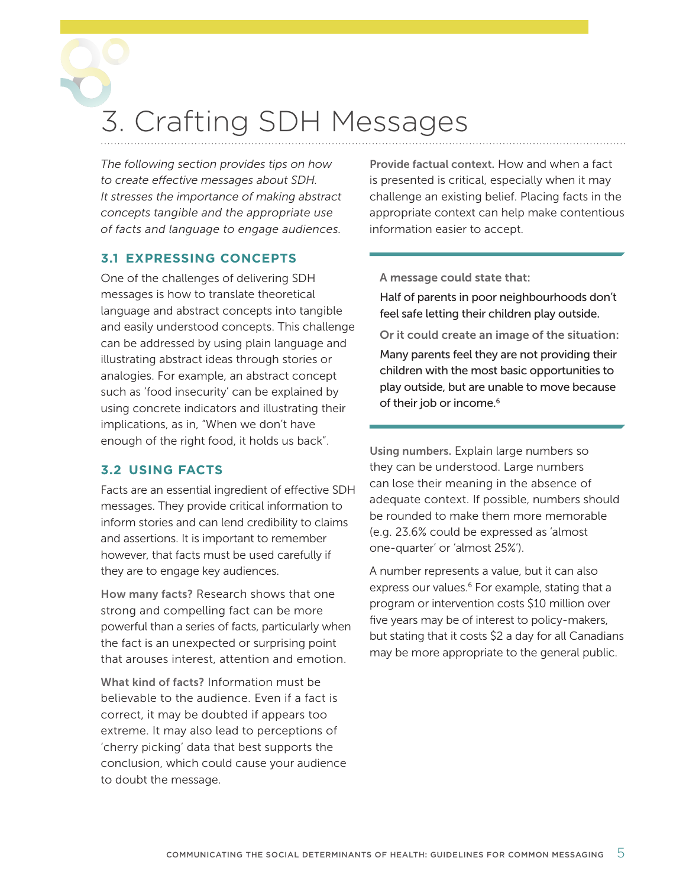# 3. Crafting SDH Messages

*The following section provides tips on how to create effective messages about SDH. It stresses the importance of making abstract concepts tangible and the appropriate use of facts and language to engage audiences.*

## 3.1 EXPRESSING CONCEPTS

One of the challenges of delivering SDH messages is how to translate theoretical language and abstract concepts into tangible and easily understood concepts. This challenge can be addressed by using plain language and illustrating abstract ideas through stories or analogies. For example, an abstract concept such as 'food insecurity' can be explained by using concrete indicators and illustrating their implications, as in, "When we don't have enough of the right food, it holds us back".

## 3.2 USING FACTS

Facts are an essential ingredient of effective SDH messages. They provide critical information to inform stories and can lend credibility to claims and assertions. It is important to remember however, that facts must be used carefully if they are to engage key audiences.

**How many facts?** Research shows that one strong and compelling fact can be more powerful than a series of facts, particularly when the fact is an unexpected or surprising point that arouses interest, attention and emotion.

**What kind of facts?** Information must be believable to the audience. Even if a fact is correct, it may be doubted if appears too extreme. It may also lead to perceptions of 'cherry picking' data that best supports the conclusion, which could cause your audience to doubt the message.

**Provide factual context.** How and when a fact is presented is critical, especially when it may challenge an existing belief. Placing facts in the appropriate context can help make contentious information easier to accept.

---

**A message could state that:**

Half of parents in poor neighbourhoods don't feel safe letting their children play outside.

**Or it could create an image of the situation:**

Many parents feel they are not providing their children with the most basic opportunities to play outside, but are unable to move because of their job or income.[6]

---

**Using numbers.** Explain large numbers so they can be understood. Large numbers can lose their meaning in the absence of adequate context. If possible, numbers should be rounded to make them more memorable (e.g. 23.6% could be expressed as 'almost one-quarter' or 'almost 25%').

A number represents a value, but it can also express our values.[6] For example, stating that a program or intervention costs $10 million over five years may be of interest to policy-makers, but stating that it costs $2 a day for all Canadians may be more appropriate to the general public.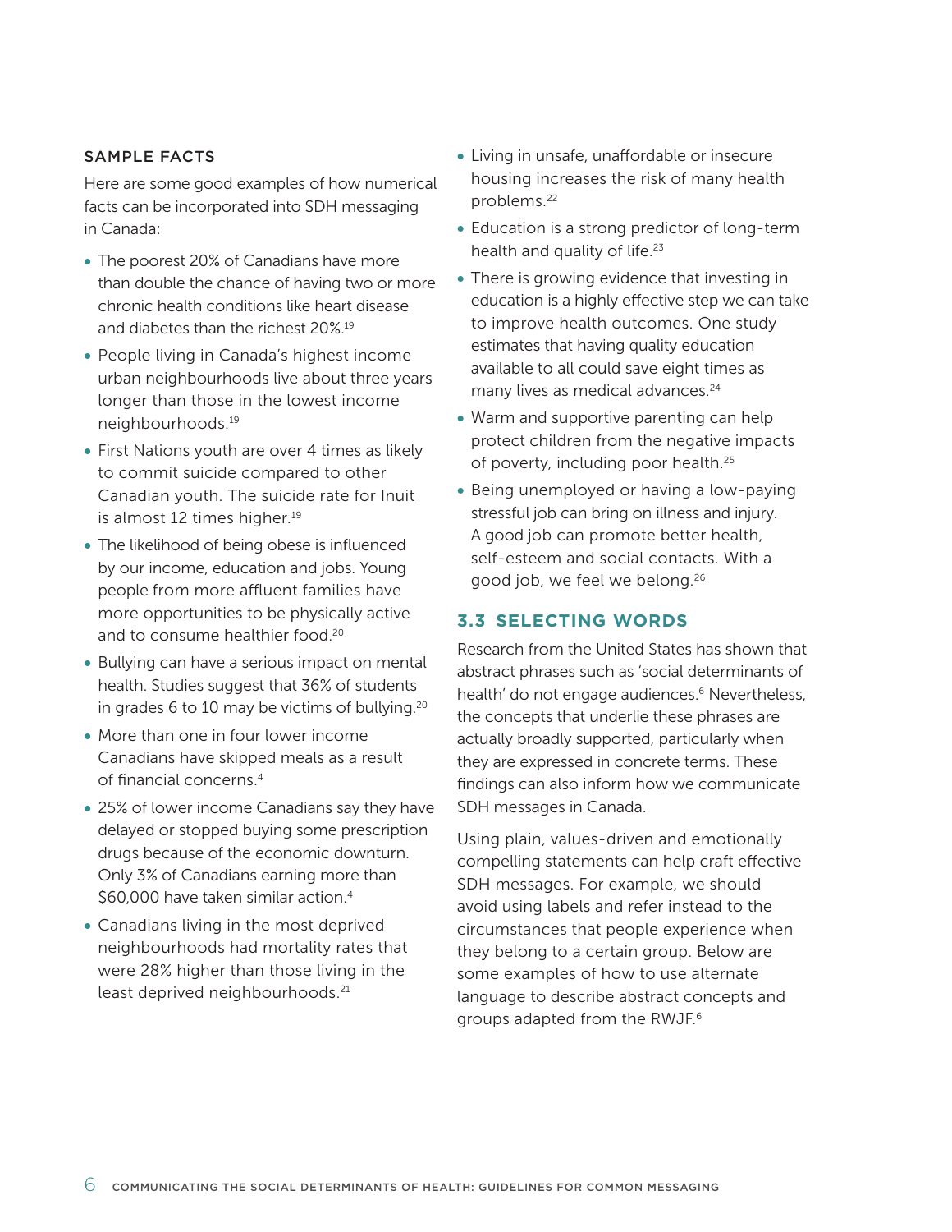### SAMPLE FACTS

Here are some good examples of how numerical facts can be incorporated into SDH messaging in Canada:

- The poorest 20% of Canadians have more than double the chance of having two or more chronic health conditions like heart disease and diabetes than the richest 20%.[19]
- People living in Canada's highest income urban neighbourhoods live about three years longer than those in the lowest income neighbourhoods.[19]
- First Nations youth are over 4 times as likely to commit suicide compared to other Canadian youth. The suicide rate for Inuit is almost 12 times higher.[19]
- The likelihood of being obese is influenced by our income, education and jobs. Young people from more affluent families have more opportunities to be physically active and to consume healthier food.[20]
- Bullying can have a serious impact on mental health. Studies suggest that 36% of students in grades 6 to 10 may be victims of bullying.[20]
- More than one in four lower income Canadians have skipped meals as a result of financial concerns.[4]
- 25% of lower income Canadians say they have delayed or stopped buying some prescription drugs because of the economic downturn. Only 3% of Canadians earning more than $60,000 have taken similar action.[4]
- Canadians living in the most deprived neighbourhoods had mortality rates that were 28% higher than those living in the least deprived neighbourhoods.[21]
- Living in unsafe, unaffordable or insecure housing increases the risk of many health problems.[22]
- Education is a strong predictor of long-term health and quality of life.[23]
- There is growing evidence that investing in education is a highly effective step we can take to improve health outcomes. One study estimates that having quality education available to all could save eight times as many lives as medical advances.[24]
- Warm and supportive parenting can help protect children from the negative impacts of poverty, including poor health.[25]
- Being unemployed or having a low-paying stressful job can bring on illness and injury. A good job can promote better health, self-esteem and social contacts. With a good job, we feel we belong.[26]

## 3.3 SELECTING WORDS

Research from the United States has shown that abstract phrases such as 'social determinants of health' do not engage audiences.[6] Nevertheless, the concepts that underlie these phrases are actually broadly supported, particularly when they are expressed in concrete terms. These findings can also inform how we communicate SDH messages in Canada.

Using plain, values-driven and emotionally compelling statements can help craft effective SDH messages. For example, we should avoid using labels and refer instead to the circumstances that people experience when they belong to a certain group. Below are some examples of how to use alternate language to describe abstract concepts and groups adapted from the RWJF.[6]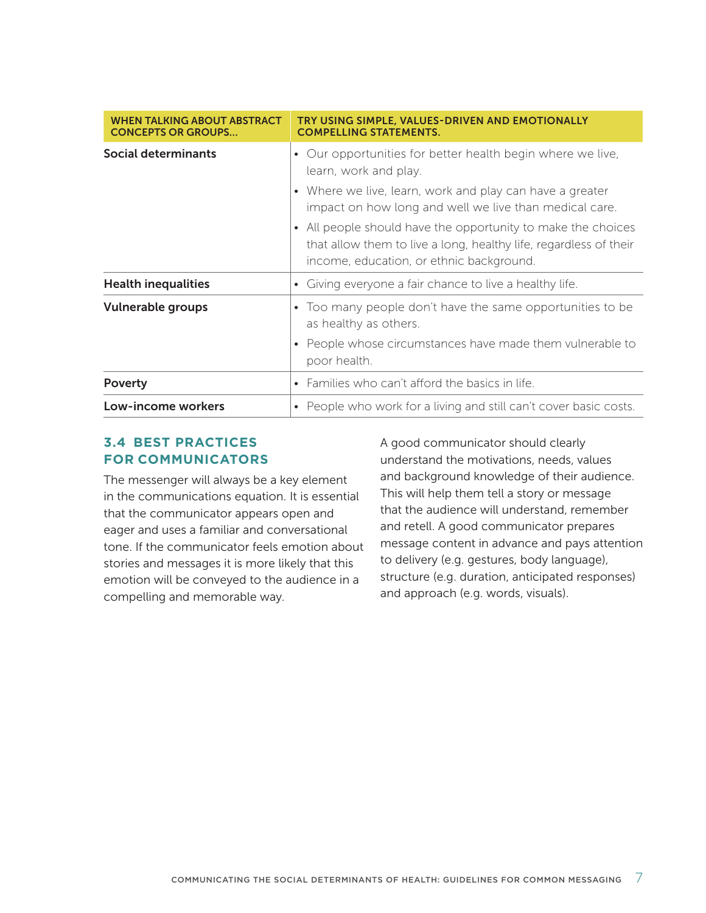| WHEN TALKING ABOUT ABSTRACT CONCEPTS OR GROUPS… | TRY USING SIMPLE, VALUES-DRIVEN AND EMOTIONALLY COMPELLING STATEMENTS. |
|---|---|
| **Social determinants** | • Our opportunities for better health begin where we live, learn, work and play.<br>• Where we live, learn, work and play can have a greater impact on how long and well we live than medical care.<br>• All people should have the opportunity to make the choices that allow them to live a long, healthy life, regardless of their income, education, or ethnic background. |
| **Health inequalities** | • Giving everyone a fair chance to live a healthy life. |
| **Vulnerable groups** | • Too many people don't have the same opportunities to be as healthy as others.<br>• People whose circumstances have made them vulnerable to poor health. |
| **Poverty** | • Families who can't afford the basics in life. |
| **Low-income workers** | • People who work for a living and still can't cover basic costs. |

### 3.4 BEST PRACTICES FOR COMMUNICATORS

The messenger will always be a key element in the communications equation. It is essential that the communicator appears open and eager and uses a familiar and conversational tone. If the communicator feels emotion about stories and messages it is more likely that this emotion will be conveyed to the audience in a compelling and memorable way.

A good communicator should clearly understand the motivations, needs, values and background knowledge of their audience. This will help them tell a story or message that the audience will understand, remember and retell. A good communicator prepares message content in advance and pays attention to delivery (e.g. gestures, body language), structure (e.g. duration, anticipated responses) and approach (e.g. words, visuals).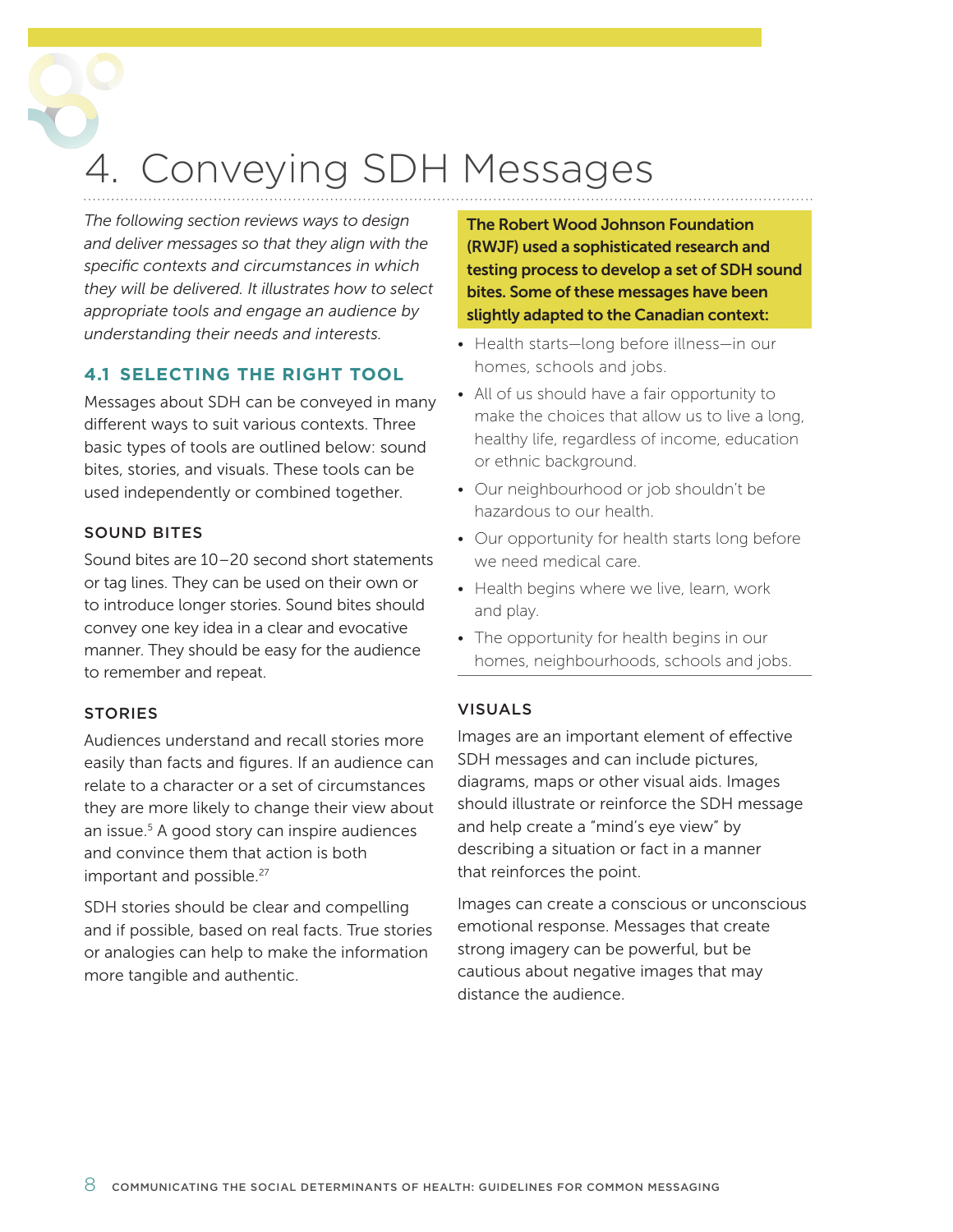# 4. Conveying SDH Messages

*The following section reviews ways to design and deliver messages so that they align with the specific contexts and circumstances in which they will be delivered. It illustrates how to select appropriate tools and engage an audience by understanding their needs and interests.*

## 4.1 SELECTING THE RIGHT TOOL

Messages about SDH can be conveyed in many different ways to suit various contexts. Three basic types of tools are outlined below: sound bites, stories, and visuals. These tools can be used independently or combined together.

### SOUND BITES

Sound bites are 10–20 second short statements or tag lines. They can be used on their own or to introduce longer stories. Sound bites should convey one key idea in a clear and evocative manner. They should be easy for the audience to remember and repeat.

### STORIES

Audiences understand and recall stories more easily than facts and figures. If an audience can relate to a character or a set of circumstances they are more likely to change their view about an issue.[5] A good story can inspire audiences and convince them that action is both important and possible.[27]

SDH stories should be clear and compelling and if possible, based on real facts. True stories or analogies can help to make the information more tangible and authentic.

**The Robert Wood Johnson Foundation (RWJF) used a sophisticated research and testing process to develop a set of SDH sound bites. Some of these messages have been slightly adapted to the Canadian context:**

- Health starts—long before illness—in our homes, schools and jobs.
- All of us should have a fair opportunity to make the choices that allow us to live a long, healthy life, regardless of income, education or ethnic background.
- Our neighbourhood or job shouldn't be hazardous to our health.
- Our opportunity for health starts long before we need medical care.
- Health begins where we live, learn, work and play.
- The opportunity for health begins in our homes, neighbourhoods, schools and jobs.

### VISUALS

Images are an important element of effective SDH messages and can include pictures, diagrams, maps or other visual aids. Images should illustrate or reinforce the SDH message and help create a "mind's eye view" by describing a situation or fact in a manner that reinforces the point.

Images can create a conscious or unconscious emotional response. Messages that create strong imagery can be powerful, but be cautious about negative images that may distance the audience.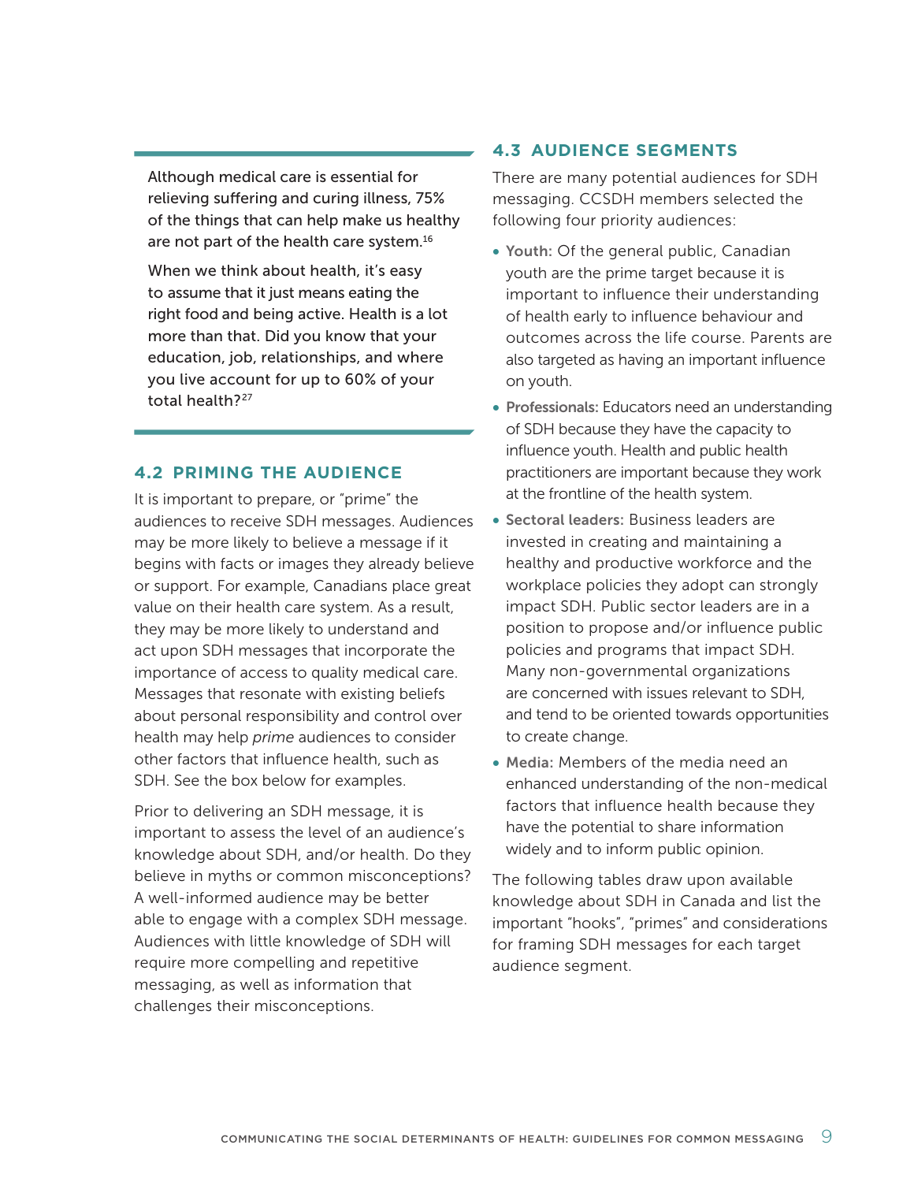Although medical care is essential for relieving suffering and curing illness, 75% of the things that can help make us healthy are not part of the health care system.[16]

When we think about health, it's easy to assume that it just means eating the right food and being active. Health is a lot more than that. Did you know that your education, job, relationships, and where you live account for up to 60% of your total health?[27]

### 4.2 PRIMING THE AUDIENCE

It is important to prepare, or "prime" the audiences to receive SDH messages. Audiences may be more likely to believe a message if it begins with facts or images they already believe or support. For example, Canadians place great value on their health care system. As a result, they may be more likely to understand and act upon SDH messages that incorporate the importance of access to quality medical care. Messages that resonate with existing beliefs about personal responsibility and control over health may help *prime* audiences to consider other factors that influence health, such as SDH. See the box below for examples.

Prior to delivering an SDH message, it is important to assess the level of an audience's knowledge about SDH, and/or health. Do they believe in myths or common misconceptions? A well-informed audience may be better able to engage with a complex SDH message. Audiences with little knowledge of SDH will require more compelling and repetitive messaging, as well as information that challenges their misconceptions.

### 4.3 AUDIENCE SEGMENTS

There are many potential audiences for SDH messaging. CCSDH members selected the following four priority audiences:

- **Youth:** Of the general public, Canadian youth are the prime target because it is important to influence their understanding of health early to influence behaviour and outcomes across the life course. Parents are also targeted as having an important influence on youth.
- **Professionals:** Educators need an understanding of SDH because they have the capacity to influence youth. Health and public health practitioners are important because they work at the frontline of the health system.
- **Sectoral leaders:** Business leaders are invested in creating and maintaining a healthy and productive workforce and the workplace policies they adopt can strongly impact SDH. Public sector leaders are in a position to propose and/or influence public policies and programs that impact SDH. Many non-governmental organizations are concerned with issues relevant to SDH, and tend to be oriented towards opportunities to create change.
- **Media:** Members of the media need an enhanced understanding of the non-medical factors that influence health because they have the potential to share information widely and to inform public opinion.

The following tables draw upon available knowledge about SDH in Canada and list the important "hooks", "primes" and considerations for framing SDH messages for each target audience segment.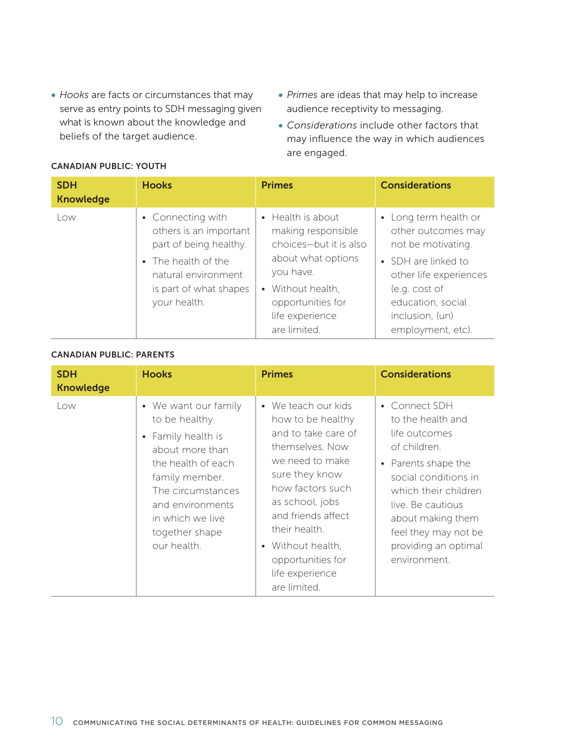- *Hooks* are facts or circumstances that may serve as entry points to SDH messaging given what is known about the knowledge and beliefs of the target audience.
- *Primes* are ideas that may help to increase audience receptivity to messaging.
- *Considerations* include other factors that may influence the way in which audiences are engaged.

**CANADIAN PUBLIC: YOUTH**

| SDH Knowledge | Hooks | Primes | Considerations |
| --- | --- | --- | --- |
| Low | • Connecting with others is an important part of being healthy.<br>• The health of the natural environment is part of what shapes your health. | • Health is about making responsible choices—but it is also about what options you have.<br>• Without health, opportunities for life experience are limited. | • Long term health or other outcomes may not be motivating.<br>• SDH are linked to other life experiences (e.g. cost of education, social inclusion, (un) employment, etc). |

**CANADIAN PUBLIC: PARENTS**

| SDH Knowledge | Hooks | Primes | Considerations |
| --- | --- | --- | --- |
| Low | • We want our family to be healthy.<br>• Family health is about more than the health of each family member. The circumstances and environments in which we live together shape our health. | • We teach our kids how to be healthy and to take care of themselves. Now we need to make sure they know how factors such as school, jobs and friends affect their health.<br>• Without health, opportunities for life experience are limited. | • Connect SDH to the health and life outcomes of children.<br>• Parents shape the social conditions in which their children live. Be cautious about making them feel they may not be providing an optimal environment. |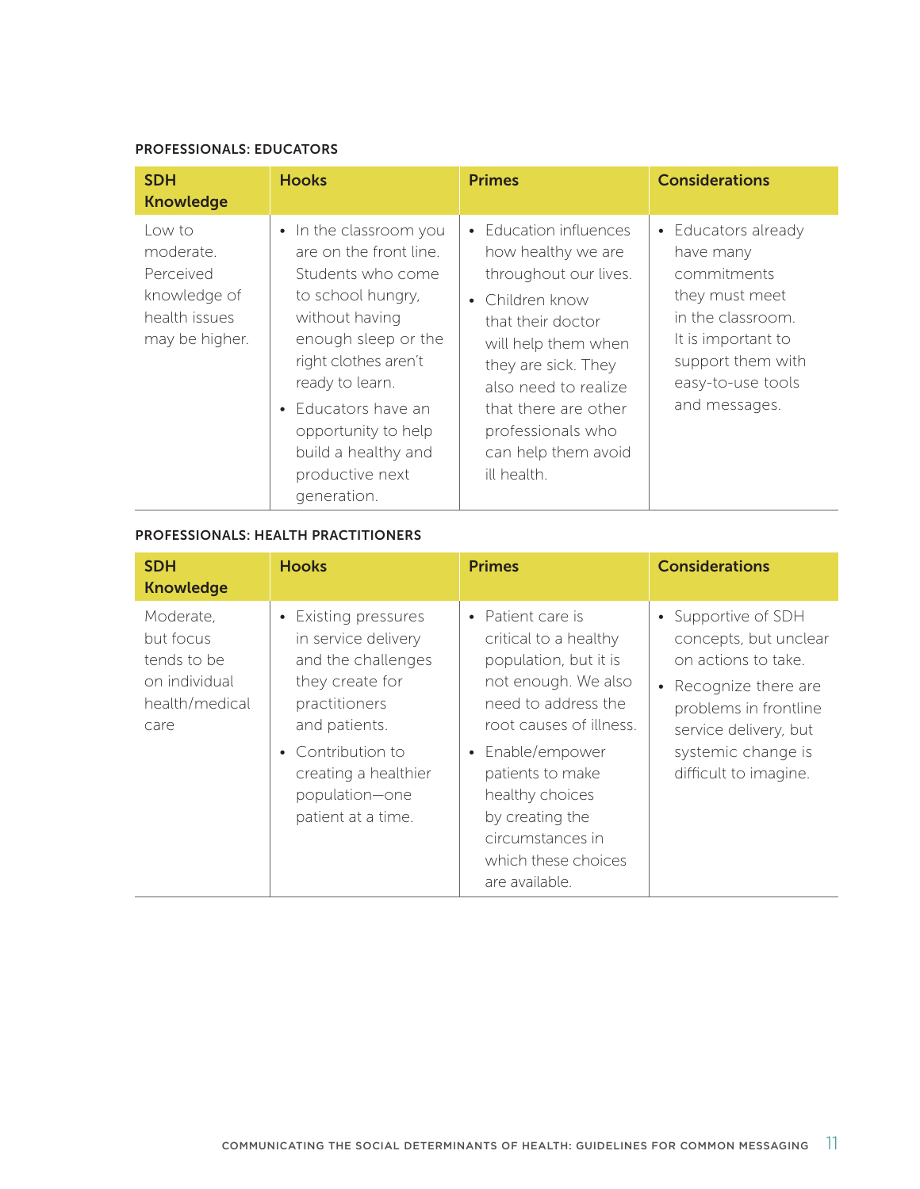#### PROFESSIONALS: EDUCATORS

| SDH Knowledge | Hooks | Primes | Considerations |
|---|---|---|---|
| Low to moderate. Perceived knowledge of health issues may be higher. | • In the classroom you are on the front line. Students who come to school hungry, without having enough sleep or the right clothes aren't ready to learn.<br>• Educators have an opportunity to help build a healthy and productive next generation. | • Education influences how healthy we are throughout our lives.<br>• Children know that their doctor will help them when they are sick. They also need to realize that there are other professionals who can help them avoid ill health. | • Educators already have many commitments they must meet in the classroom. It is important to support them with easy-to-use tools and messages. |

#### PROFESSIONALS: HEALTH PRACTITIONERS

| SDH Knowledge | Hooks | Primes | Considerations |
|---|---|---|---|
| Moderate, but focus tends to be on individual health/medical care | • Existing pressures in service delivery and the challenges they create for practitioners and patients.<br>• Contribution to creating a healthier population—one patient at a time. | • Patient care is critical to a healthy population, but it is not enough. We also need to address the root causes of illness.<br>• Enable/empower patients to make healthy choices by creating the circumstances in which these choices are available. | • Supportive of SDH concepts, but unclear on actions to take.<br>• Recognize there are problems in frontline service delivery, but systemic change is difficult to imagine. |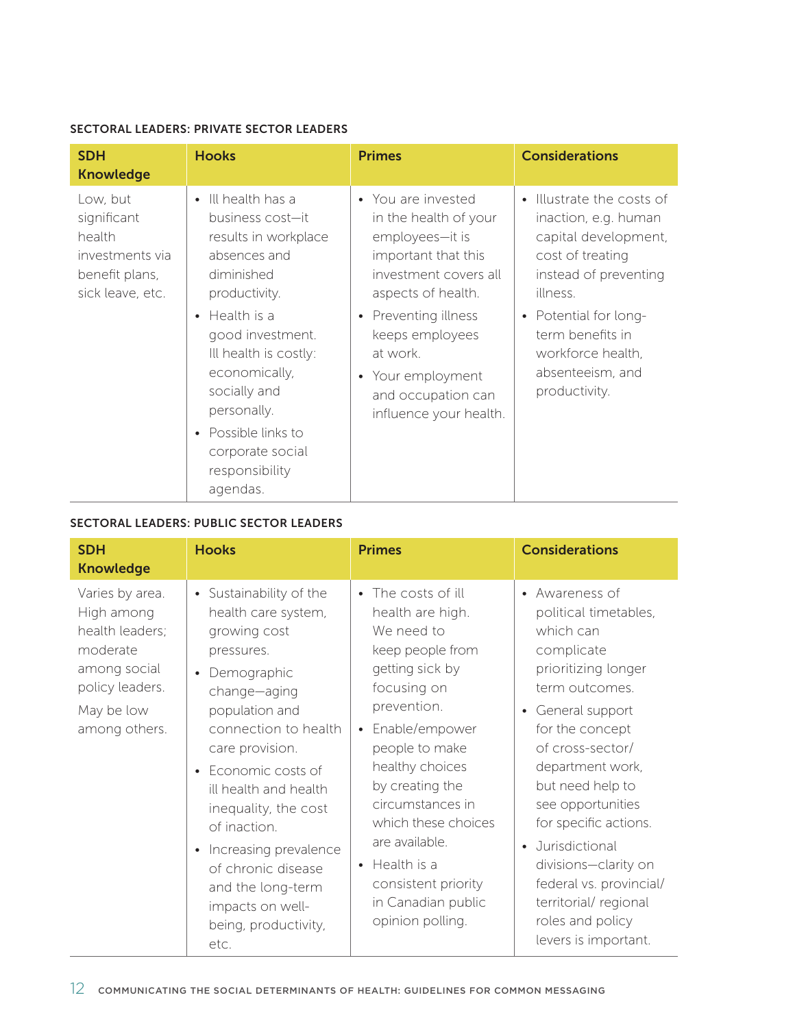#### SECTORAL LEADERS: PRIVATE SECTOR LEADERS

| SDH Knowledge | Hooks | Primes | Considerations |
|---|---|---|---|
| Low, but significant health investments via benefit plans, sick leave, etc. | • Ill health has a business cost—it results in workplace absences and diminished productivity.<br>• Health is a good investment. Ill health is costly: economically, socially and personally.<br>• Possible links to corporate social responsibility agendas. | • You are invested in the health of your employees—it is important that this investment covers all aspects of health.<br>• Preventing illness keeps employees at work.<br>• Your employment and occupation can influence your health. | • Illustrate the costs of inaction, e.g. human capital development, cost of treating instead of preventing illness.<br>• Potential for long-term benefits in workforce health, absenteeism, and productivity. |

#### SECTORAL LEADERS: PUBLIC SECTOR LEADERS

| SDH Knowledge | Hooks | Primes | Considerations |
|---|---|---|---|
| Varies by area. High among health leaders; moderate among social policy leaders.<br>May be low among others. | • Sustainability of the health care system, growing cost pressures.<br>• Demographic change—aging population and connection to health care provision.<br>• Economic costs of ill health and health inequality, the cost of inaction.<br>• Increasing prevalence of chronic disease and the long-term impacts on well-being, productivity, etc. | • The costs of ill health are high. We need to keep people from getting sick by focusing on prevention.<br>• Enable/empower people to make healthy choices by creating the circumstances in which these choices are available.<br>• Health is a consistent priority in Canadian public opinion polling. | • Awareness of political timetables, which can complicate prioritizing longer term outcomes.<br>• General support for the concept of cross-sector/ department work, but need help to see opportunities for specific actions.<br>• Jurisdictional divisions—clarity on federal vs. provincial/ territorial/ regional roles and policy levers is important. |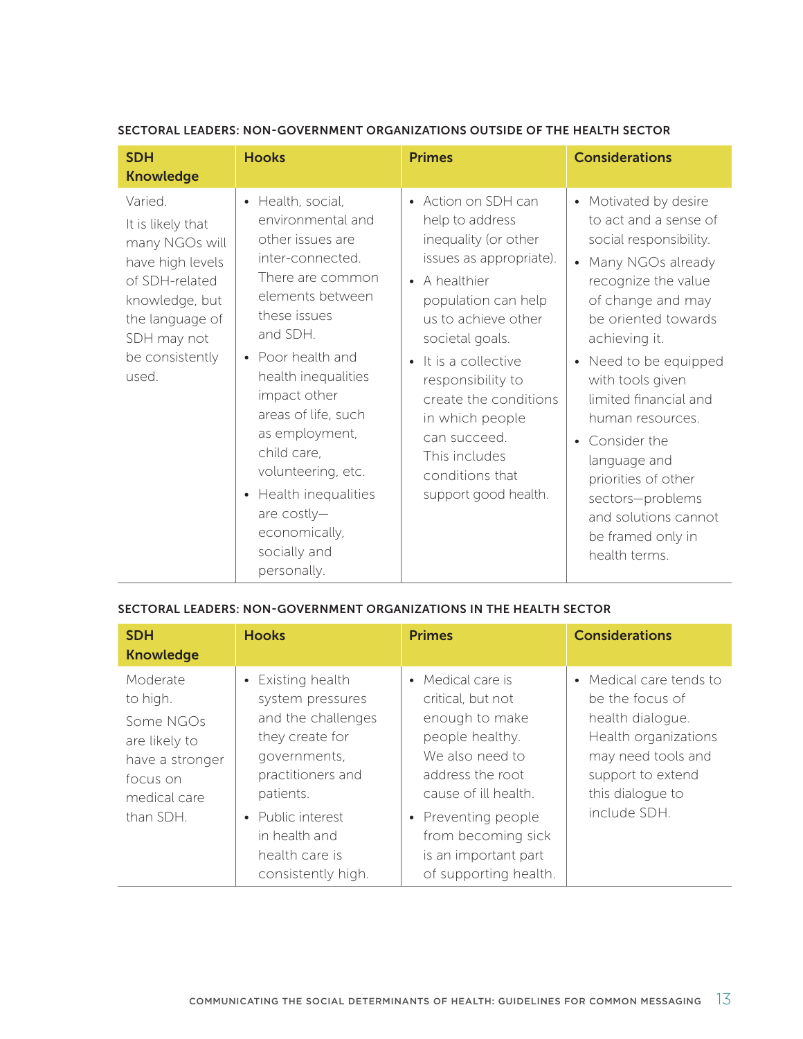#### SECTORAL LEADERS: NON-GOVERNMENT ORGANIZATIONS OUTSIDE OF THE HEALTH SECTOR

| SDH Knowledge | Hooks | Primes | Considerations |
|---|---|---|---|
| Varied.<br>It is likely that many NGOs will have high levels of SDH-related knowledge, but the language of SDH may not be consistently used. | • Health, social, environmental and other issues are inter-connected. There are common elements between these issues and SDH.<br>• Poor health and health inequalities impact other areas of life, such as employment, child care, volunteering, etc.<br>• Health inequalities are costly—economically, socially and personally. | • Action on SDH can help to address inequality (or other issues as appropriate).<br>• A healthier population can help us to achieve other societal goals.<br>• It is a collective responsibility to create the conditions in which people can succeed. This includes conditions that support good health. | • Motivated by desire to act and a sense of social responsibility.<br>• Many NGOs already recognize the value of change and may be oriented towards achieving it.<br>• Need to be equipped with tools given limited financial and human resources.<br>• Consider the language and priorities of other sectors—problems and solutions cannot be framed only in health terms. |

#### SECTORAL LEADERS: NON-GOVERNMENT ORGANIZATIONS IN THE HEALTH SECTOR

| SDH Knowledge | Hooks | Primes | Considerations |
|---|---|---|---|
| Moderate to high.<br>Some NGOs are likely to have a stronger focus on medical care than SDH. | • Existing health system pressures and the challenges they create for governments, practitioners and patients.<br>• Public interest in health and health care is consistently high. | • Medical care is critical, but not enough to make people healthy. We also need to address the root cause of ill health.<br>• Preventing people from becoming sick is an important part of supporting health. | • Medical care tends to be the focus of health dialogue. Health organizations may need tools and support to extend this dialogue to include SDH. |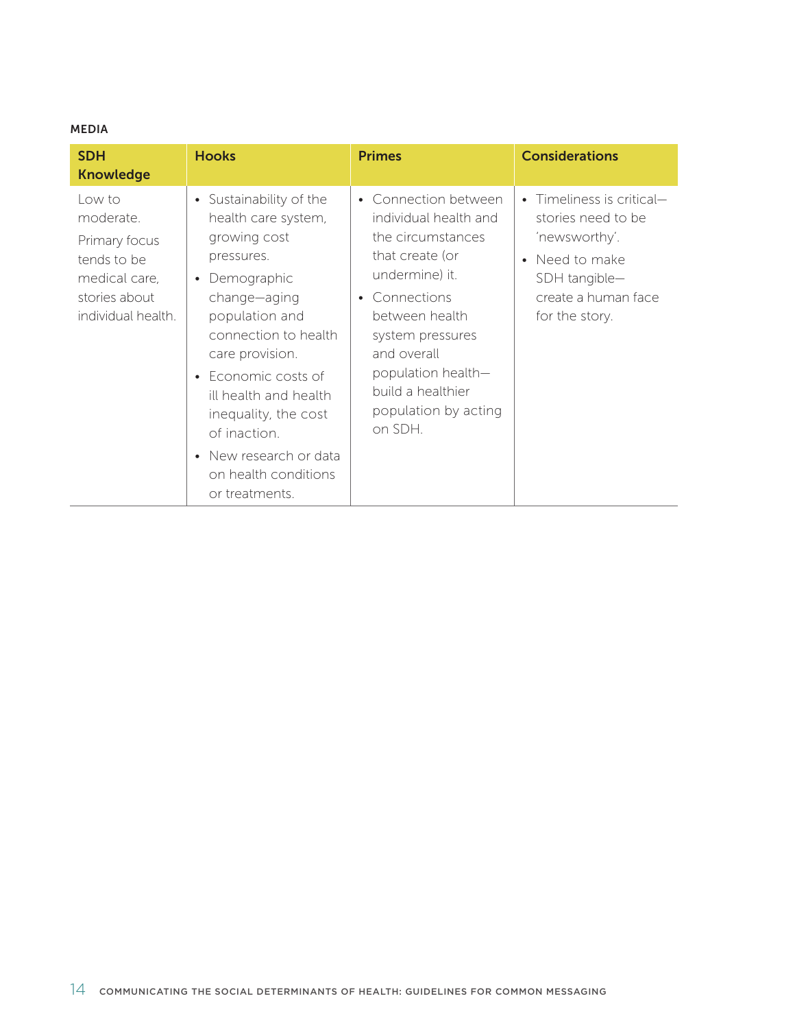**MEDIA**

| SDH Knowledge | Hooks | Primes | Considerations |
|---|---|---|---|
| Low to moderate.<br><br>Primary focus tends to be medical care, stories about individual health. | • Sustainability of the health care system, growing cost pressures.<br>• Demographic change—aging population and connection to health care provision.<br>• Economic costs of ill health and health inequality, the cost of inaction.<br>• New research or data on health conditions or treatments. | • Connection between individual health and the circumstances that create (or undermine) it.<br>• Connections between health system pressures and overall population health—build a healthier population by acting on SDH. | • Timeliness is critical—stories need to be 'newsworthy'.<br>• Need to make SDH tangible—create a human face for the story. |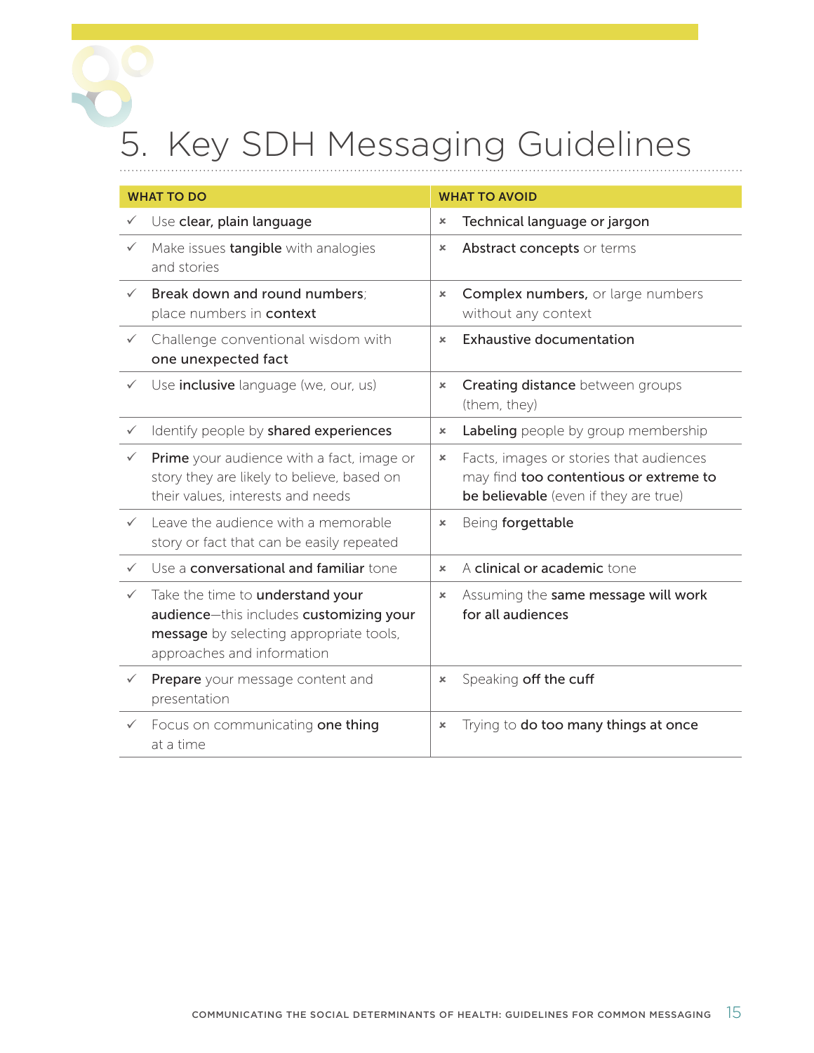# 5. Key SDH Messaging Guidelines

| WHAT TO DO | WHAT TO AVOID |
|---|---|
| ✓ Use **clear, plain language** | × **Technical language or jargon** |
| ✓ Make issues **tangible** with analogies and stories | × **Abstract concepts** or terms |
| ✓ **Break down and round numbers**; place numbers in **context** | × **Complex numbers,** or large numbers without any context |
| ✓ Challenge conventional wisdom with **one unexpected fact** | × **Exhaustive documentation** |
| ✓ Use **inclusive** language (we, our, us) | × **Creating distance** between groups (them, they) |
| ✓ Identify people by **shared experiences** | × **Labeling** people by group membership |
| ✓ **Prime** your audience with a fact, image or story they are likely to believe, based on their values, interests and needs | × Facts, images or stories that audiences may find **too contentious or extreme to be believable** (even if they are true) |
| ✓ Leave the audience with a memorable story or fact that can be easily repeated | × Being **forgettable** |
| ✓ Use a **conversational and familiar** tone | × A **clinical or academic** tone |
| ✓ Take the time to **understand your audience**—this includes **customizing your message** by selecting appropriate tools, approaches and information | × Assuming the **same message will work for all audiences** |
| ✓ **Prepare** your message content and presentation | × Speaking **off the cuff** |
| ✓ Focus on communicating **one thing** at a time | × Trying to **do too many things at once** |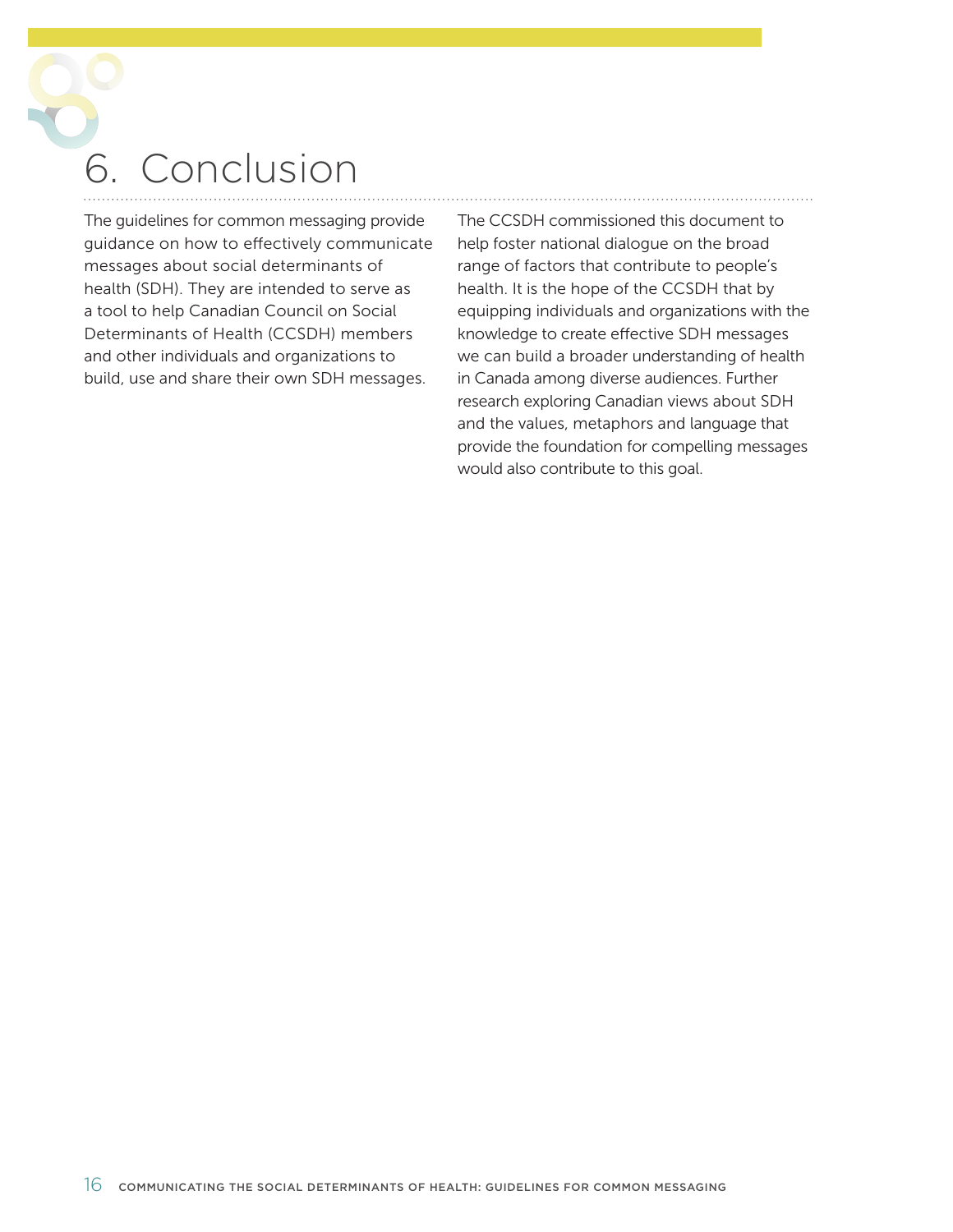# 6. Conclusion

The guidelines for common messaging provide guidance on how to effectively communicate messages about social determinants of health (SDH). They are intended to serve as a tool to help Canadian Council on Social Determinants of Health (CCSDH) members and other individuals and organizations to build, use and share their own SDH messages.

The CCSDH commissioned this document to help foster national dialogue on the broad range of factors that contribute to people's health. It is the hope of the CCSDH that by equipping individuals and organizations with the knowledge to create effective SDH messages we can build a broader understanding of health in Canada among diverse audiences. Further research exploring Canadian views about SDH and the values, metaphors and language that provide the foundation for compelling messages would also contribute to this goal.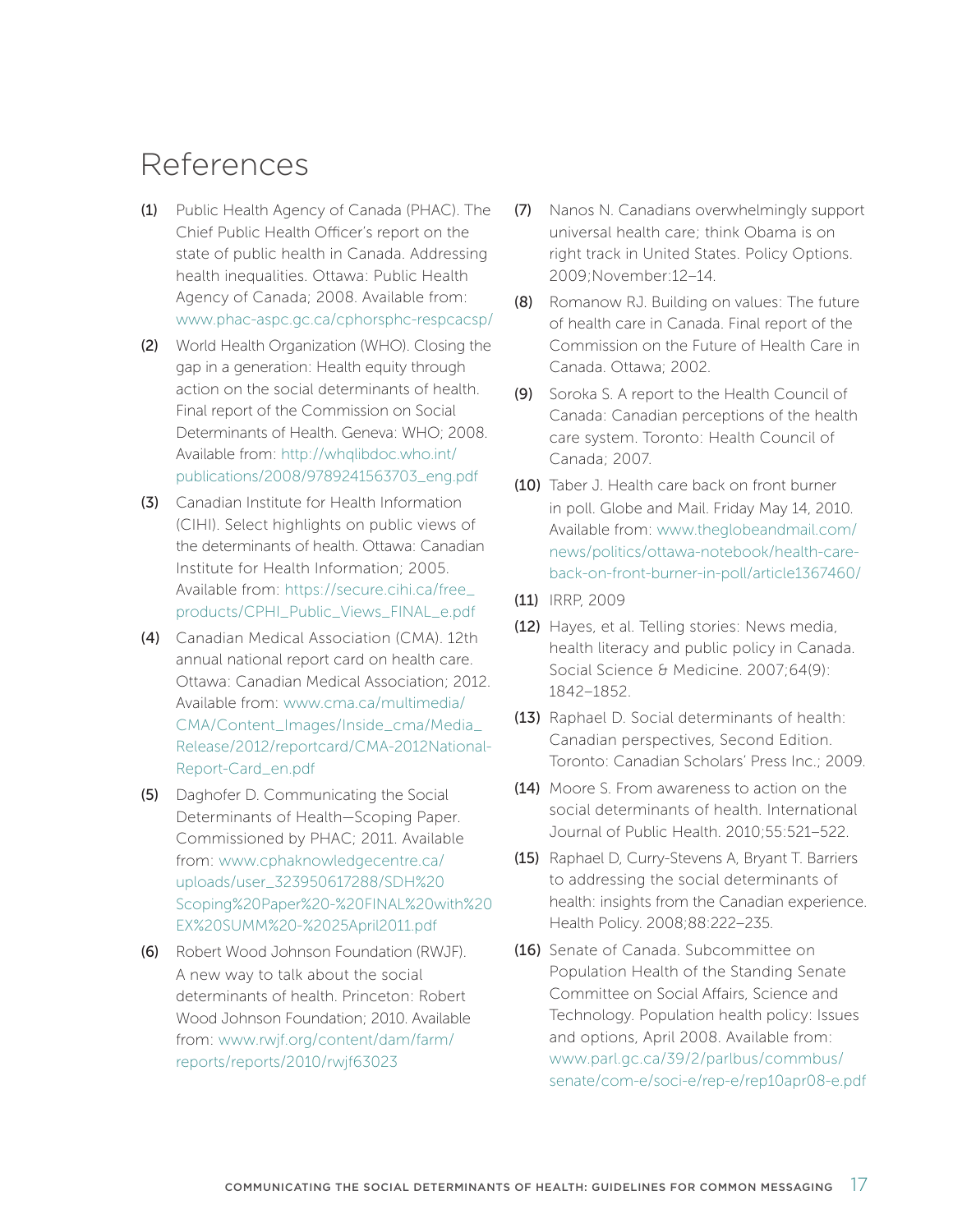# References

(1) Public Health Agency of Canada (PHAC). The Chief Public Health Officer's report on the state of public health in Canada. Addressing health inequalities. Ottawa: Public Health Agency of Canada; 2008. Available from: www.phac-aspc.gc.ca/cphorsphc-respcacsp/

(2) World Health Organization (WHO). Closing the gap in a generation: Health equity through action on the social determinants of health. Final report of the Commission on Social Determinants of Health. Geneva: WHO; 2008. Available from: http://whqlibdoc.who.int/publications/2008/9789241563703_eng.pdf

(3) Canadian Institute for Health Information (CIHI). Select highlights on public views of the determinants of health. Ottawa: Canadian Institute for Health Information; 2005. Available from: https://secure.cihi.ca/free_products/CPHI_Public_Views_FINAL_e.pdf

(4) Canadian Medical Association (CMA). 12th annual national report card on health care. Ottawa: Canadian Medical Association; 2012. Available from: www.cma.ca/multimedia/CMA/Content_Images/Inside_cma/Media_Release/2012/reportcard/CMA-2012National-Report-Card_en.pdf

(5) Daghofer D. Communicating the Social Determinants of Health—Scoping Paper. Commissioned by PHAC; 2011. Available from: www.cphaknowledgecentre.ca/uploads/user_323950617288/SDH%20Scoping%20Paper%20-%20FINAL%20with%20EX%20SUMM%20-%2025April2011.pdf

(6) Robert Wood Johnson Foundation (RWJF). A new way to talk about the social determinants of health. Princeton: Robert Wood Johnson Foundation; 2010. Available from: www.rwjf.org/content/dam/farm/reports/reports/2010/rwjf63023

(7) Nanos N. Canadians overwhelmingly support universal health care; think Obama is on right track in United States. Policy Options. 2009;November:12–14.

(8) Romanow RJ. Building on values: The future of health care in Canada. Final report of the Commission on the Future of Health Care in Canada. Ottawa; 2002.

(9) Soroka S. A report to the Health Council of Canada: Canadian perceptions of the health care system. Toronto: Health Council of Canada; 2007.

(10) Taber J. Health care back on front burner in poll. Globe and Mail. Friday May 14, 2010. Available from: www.theglobeandmail.com/news/politics/ottawa-notebook/health-care-back-on-front-burner-in-poll/article1367460/

(11) IRRP, 2009

(12) Hayes, et al. Telling stories: News media, health literacy and public policy in Canada. Social Science & Medicine. 2007;64(9):1842–1852.

(13) Raphael D. Social determinants of health: Canadian perspectives, Second Edition. Toronto: Canadian Scholars' Press Inc.; 2009.

(14) Moore S. From awareness to action on the social determinants of health. International Journal of Public Health. 2010;55:521–522.

(15) Raphael D, Curry-Stevens A, Bryant T. Barriers to addressing the social determinants of health: insights from the Canadian experience. Health Policy. 2008;88:222–235.

(16) Senate of Canada. Subcommittee on Population Health of the Standing Senate Committee on Social Affairs, Science and Technology. Population health policy: Issues and options, April 2008. Available from: www.parl.gc.ca/39/2/parlbus/commbus/senate/com-e/soci-e/rep-e/rep10apr08-e.pdf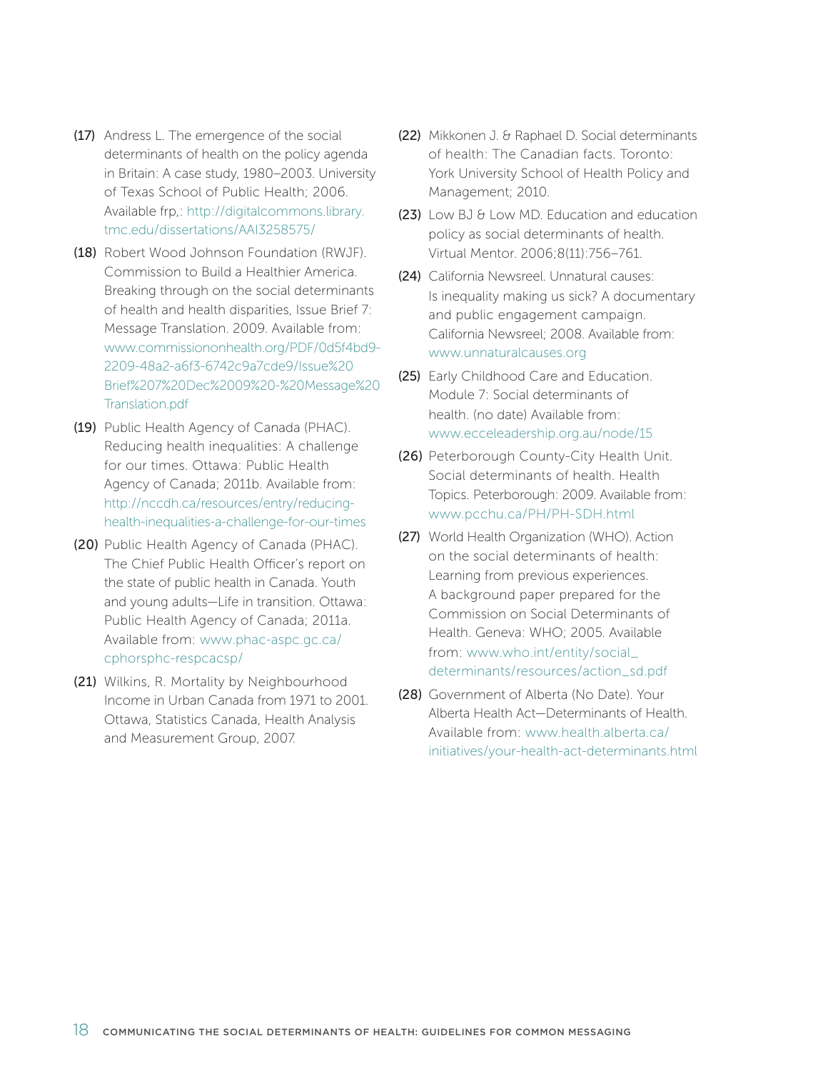**(17)** Andress L. The emergence of the social determinants of health on the policy agenda in Britain: A case study, 1980–2003. University of Texas School of Public Health; 2006. Available frp,: http://digitalcommons.library.tmc.edu/dissertations/AAI3258575/

**(18)** Robert Wood Johnson Foundation (RWJF). Commission to Build a Healthier America. Breaking through on the social determinants of health and health disparities, Issue Brief 7: Message Translation. 2009. Available from: www.commissiononhealth.org/PDF/0d5f4bd9-2209-48a2-a6f3-6742c9a7cde9/Issue%20Brief%207%20Dec%2009%20-%20Message%20Translation.pdf

**(19)** Public Health Agency of Canada (PHAC). Reducing health inequalities: A challenge for our times. Ottawa: Public Health Agency of Canada; 2011b. Available from: http://nccdh.ca/resources/entry/reducing-health-inequalities-a-challenge-for-our-times

**(20)** Public Health Agency of Canada (PHAC). The Chief Public Health Officer's report on the state of public health in Canada. Youth and young adults—Life in transition. Ottawa: Public Health Agency of Canada; 2011a. Available from: www.phac-aspc.gc.ca/cphorsphc-respcacsp/

**(21)** Wilkins, R. Mortality by Neighbourhood Income in Urban Canada from 1971 to 2001. Ottawa, Statistics Canada, Health Analysis and Measurement Group, 2007.

**(22)** Mikkonen J. & Raphael D. Social determinants of health: The Canadian facts. Toronto: York University School of Health Policy and Management; 2010.

**(23)** Low BJ & Low MD. Education and education policy as social determinants of health. Virtual Mentor. 2006;8(11):756–761.

**(24)** California Newsreel. Unnatural causes: Is inequality making us sick? A documentary and public engagement campaign. California Newsreel; 2008. Available from: www.unnaturalcauses.org

**(25)** Early Childhood Care and Education. Module 7: Social determinants of health. (no date) Available from: www.ecceleadership.org.au/node/15

**(26)** Peterborough County-City Health Unit. Social determinants of health. Health Topics. Peterborough: 2009. Available from: www.pcchu.ca/PH/PH-SDH.html

**(27)** World Health Organization (WHO). Action on the social determinants of health: Learning from previous experiences. A background paper prepared for the Commission on Social Determinants of Health. Geneva: WHO; 2005. Available from: www.who.int/entity/social_determinants/resources/action_sd.pdf

**(28)** Government of Alberta (No Date). Your Alberta Health Act—Determinants of Health. Available from: www.health.alberta.ca/initiatives/your-health-act-determinants.html